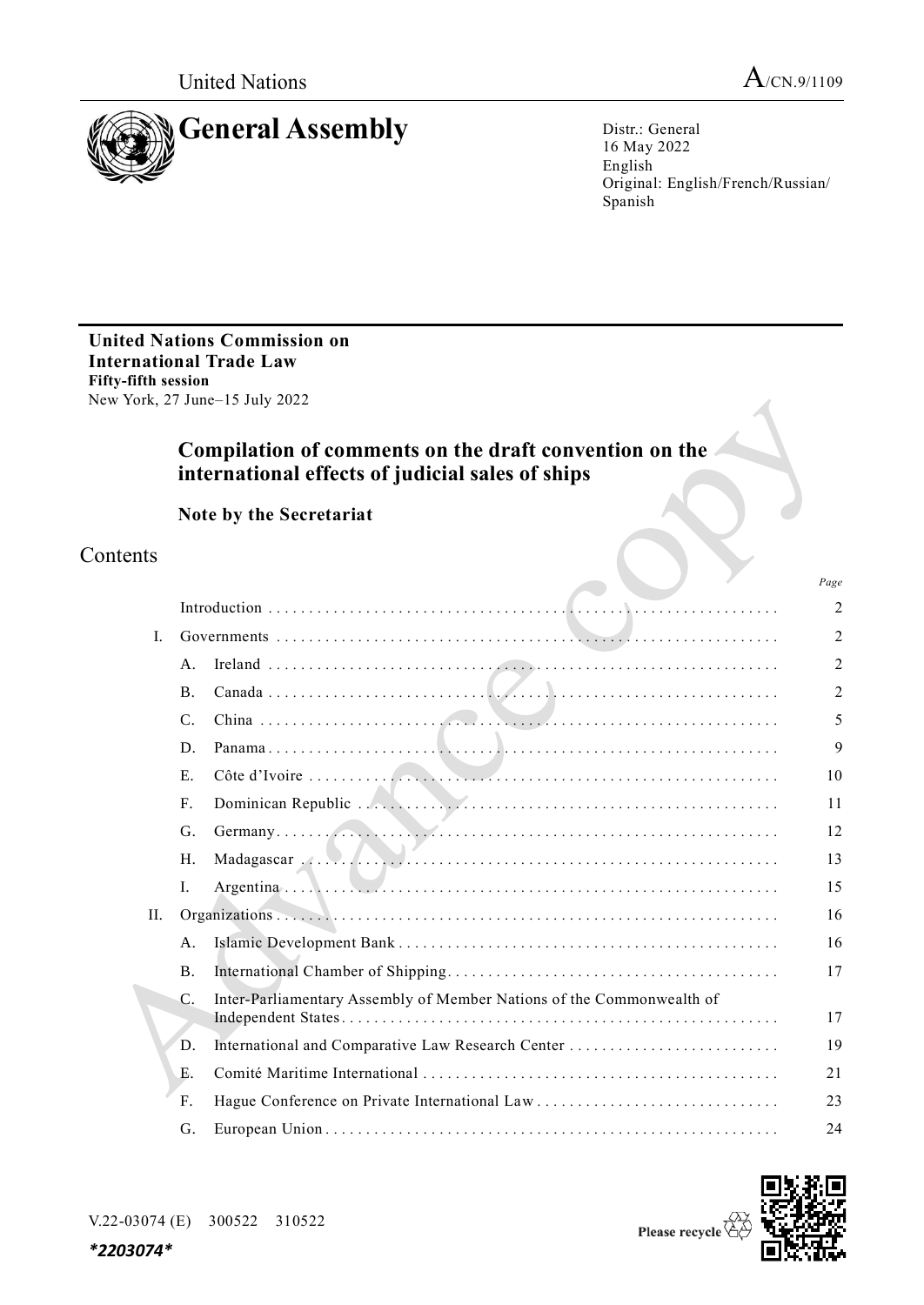United Nations

A/CN.9/1109

# General Assembly

Distr.: General
16 May 2022
English
Original: English/French/Russian/Spanish

**United Nations Commission on International Trade Law**
**Fifty-fifth session**
New York, 27 June–15 July 2022

## Compilation of comments on the draft convention on the international effects of judicial sales of ships

### Note by the Secretariat

## Contents

| | | | Page |
|---|---|---|---|
| | | Introduction | 2 |
| I. | | Governments | 2 |
| | A. | Ireland | 2 |
| | B. | Canada | 2 |
| | C. | China | 5 |
| | D. | Panama | 9 |
| | E. | Côte d'Ivoire | 10 |
| | F. | Dominican Republic | 11 |
| | G. | Germany | 12 |
| | H. | Madagascar | 13 |
| | I. | Argentina | 15 |
| II. | | Organizations | 16 |
| | A. | Islamic Development Bank | 16 |
| | B. | International Chamber of Shipping | 17 |
| | C. | Inter-Parliamentary Assembly of Member Nations of the Commonwealth of Independent States | 17 |
| | D. | International and Comparative Law Research Center | 19 |
| | E. | Comité Maritime International | 21 |
| | F. | Hague Conference on Private International Law | 23 |
| | G. | European Union | 24 |

V.22-03074 (E) 300522 310522

*2203074*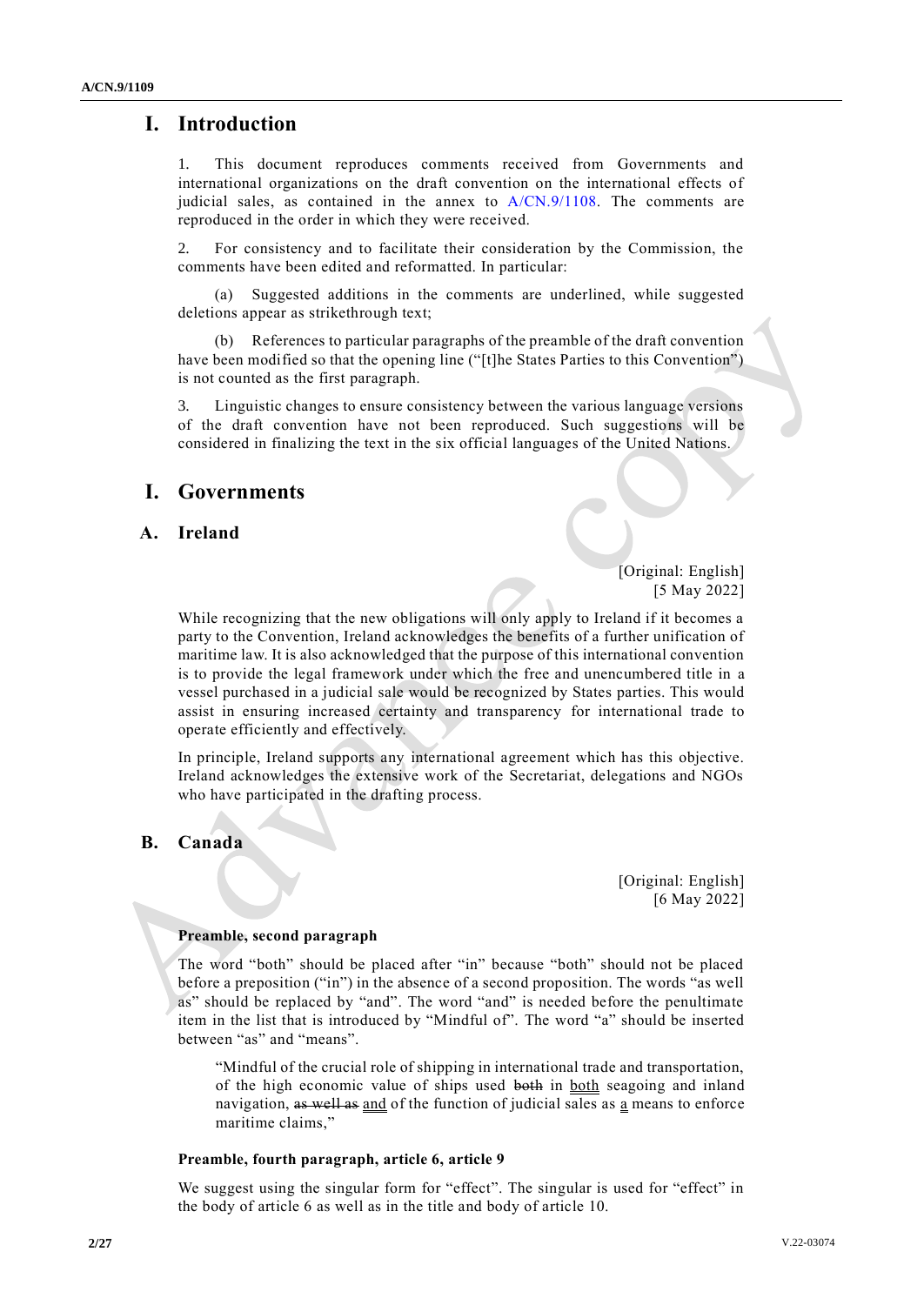# I. Introduction

1. This document reproduces comments received from Governments and international organizations on the draft convention on the international effects of judicial sales, as contained in the annex to A/CN.9/1108. The comments are reproduced in the order in which they were received.

2. For consistency and to facilitate their consideration by the Commission, the comments have been edited and reformatted. In particular:

(a) Suggested additions in the comments are underlined, while suggested deletions appear as strikethrough text;

(b) References to particular paragraphs of the preamble of the draft convention have been modified so that the opening line ("[t]he States Parties to this Convention") is not counted as the first paragraph.

3. Linguistic changes to ensure consistency between the various language versions of the draft convention have not been reproduced. Such suggestions will be considered in finalizing the text in the six official languages of the United Nations.

# I. Governments

## A. Ireland

[Original: English]
[5 May 2022]

While recognizing that the new obligations will only apply to Ireland if it becomes a party to the Convention, Ireland acknowledges the benefits of a further unification of maritime law. It is also acknowledged that the purpose of this international convention is to provide the legal framework under which the free and unencumbered title in a vessel purchased in a judicial sale would be recognized by States parties. This would assist in ensuring increased certainty and transparency for international trade to operate efficiently and effectively.

In principle, Ireland supports any international agreement which has this objective. Ireland acknowledges the extensive work of the Secretariat, delegations and NGOs who have participated in the drafting process.

## B. Canada

[Original: English]
[6 May 2022]

**Preamble, second paragraph**

The word "both" should be placed after "in" because "both" should not be placed before a preposition ("in") in the absence of a second proposition. The words "as well as" should be replaced by "and". The word "and" is needed before the penultimate item in the list that is introduced by "Mindful of". The word "a" should be inserted between "as" and "means".

> "Mindful of the crucial role of shipping in international trade and transportation, of the high economic value of ships used ~~both~~ in <u>both</u> seagoing and inland navigation, ~~as well as~~ <u>and</u> of the function of judicial sales as <u>a</u> means to enforce maritime claims,"

**Preamble, fourth paragraph, article 6, article 9**

We suggest using the singular form for "effect". The singular is used for "effect" in the body of article 6 as well as in the title and body of article 10.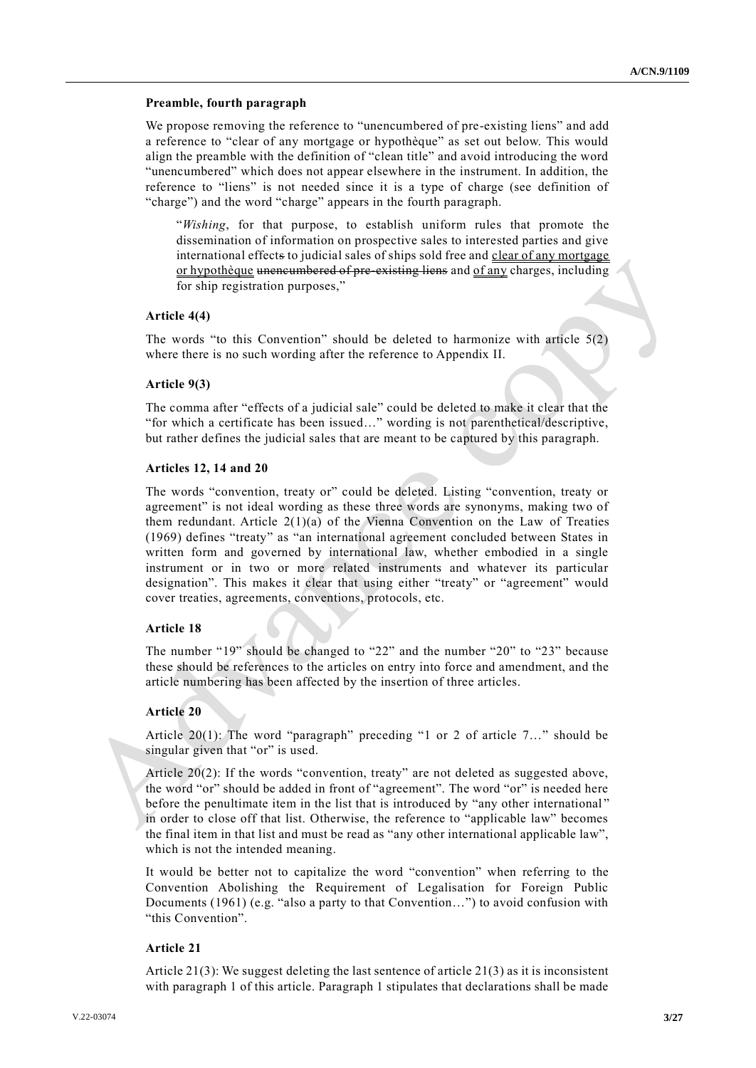**Preamble, fourth paragraph**

We propose removing the reference to "unencumbered of pre-existing liens" and add a reference to "clear of any mortgage or hypothèque" as set out below. This would align the preamble with the definition of "clean title" and avoid introducing the word "unencumbered" which does not appear elsewhere in the instrument. In addition, the reference to "liens" is not needed since it is a type of charge (see definition of "charge") and the word "charge" appears in the fourth paragraph.

> "*Wishing*, for that purpose, to establish uniform rules that promote the dissemination of information on prospective sales to interested parties and give international effect~~s~~ to judicial sales of ships sold free and <u>clear of any mortgage or hypothèque</u> ~~unencumbered of pre-existing liens~~ and <u>of any</u> charges, including for ship registration purposes,"

**Article 4(4)**

The words "to this Convention" should be deleted to harmonize with article 5(2) where there is no such wording after the reference to Appendix II.

**Article 9(3)**

The comma after "effects of a judicial sale" could be deleted to make it clear that the "for which a certificate has been issued…" wording is not parenthetical/descriptive, but rather defines the judicial sales that are meant to be captured by this paragraph.

**Articles 12, 14 and 20**

The words "convention, treaty or" could be deleted. Listing "convention, treaty or agreement" is not ideal wording as these three words are synonyms, making two of them redundant. Article 2(1)(a) of the Vienna Convention on the Law of Treaties (1969) defines "treaty" as "an international agreement concluded between States in written form and governed by international law, whether embodied in a single instrument or in two or more related instruments and whatever its particular designation". This makes it clear that using either "treaty" or "agreement" would cover treaties, agreements, conventions, protocols, etc.

**Article 18**

The number "19" should be changed to "22" and the number "20" to "23" because these should be references to the articles on entry into force and amendment, and the article numbering has been affected by the insertion of three articles.

**Article 20**

Article 20(1): The word "paragraph" preceding "1 or 2 of article 7…" should be singular given that "or" is used.

Article 20(2): If the words "convention, treaty" are not deleted as suggested above, the word "or" should be added in front of "agreement". The word "or" is needed here before the penultimate item in the list that is introduced by "any other international" in order to close off that list. Otherwise, the reference to "applicable law" becomes the final item in that list and must be read as "any other international applicable law", which is not the intended meaning.

It would be better not to capitalize the word "convention" when referring to the Convention Abolishing the Requirement of Legalisation for Foreign Public Documents (1961) (e.g. "also a party to that Convention…") to avoid confusion with "this Convention".

**Article 21**

Article 21(3): We suggest deleting the last sentence of article 21(3) as it is inconsistent with paragraph 1 of this article. Paragraph 1 stipulates that declarations shall be made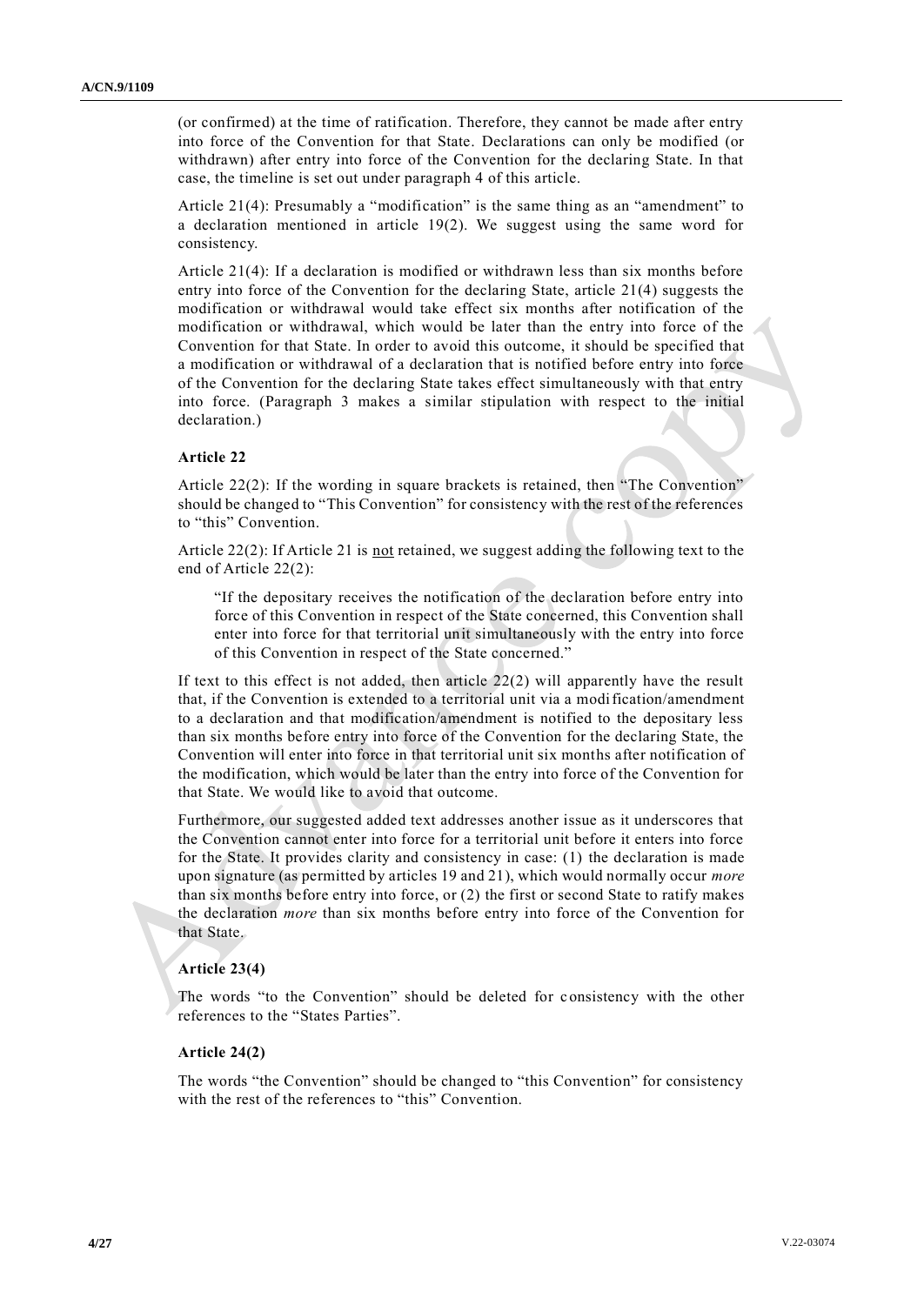(or confirmed) at the time of ratification. Therefore, they cannot be made after entry into force of the Convention for that State. Declarations can only be modified (or withdrawn) after entry into force of the Convention for the declaring State. In that case, the timeline is set out under paragraph 4 of this article.

Article 21(4): Presumably a "modification" is the same thing as an "amendment" to a declaration mentioned in article 19(2). We suggest using the same word for consistency.

Article 21(4): If a declaration is modified or withdrawn less than six months before entry into force of the Convention for the declaring State, article 21(4) suggests the modification or withdrawal would take effect six months after notification of the modification or withdrawal, which would be later than the entry into force of the Convention for that State. In order to avoid this outcome, it should be specified that a modification or withdrawal of a declaration that is notified before entry into force of the Convention for the declaring State takes effect simultaneously with that entry into force. (Paragraph 3 makes a similar stipulation with respect to the initial declaration.)

#### Article 22

Article 22(2): If the wording in square brackets is retained, then "The Convention" should be changed to "This Convention" for consistency with the rest of the references to "this" Convention.

Article 22(2): If Article 21 is <u>not</u> retained, we suggest adding the following text to the end of Article 22(2):

> "If the depositary receives the notification of the declaration before entry into force of this Convention in respect of the State concerned, this Convention shall enter into force for that territorial unit simultaneously with the entry into force of this Convention in respect of the State concerned."

If text to this effect is not added, then article 22(2) will apparently have the result that, if the Convention is extended to a territorial unit via a modification/amendment to a declaration and that modification/amendment is notified to the depositary less than six months before entry into force of the Convention for the declaring State, the Convention will enter into force in that territorial unit six months after notification of the modification, which would be later than the entry into force of the Convention for that State. We would like to avoid that outcome.

Furthermore, our suggested added text addresses another issue as it underscores that the Convention cannot enter into force for a territorial unit before it enters into force for the State. It provides clarity and consistency in case: (1) the declaration is made upon signature (as permitted by articles 19 and 21), which would normally occur *more* than six months before entry into force, or (2) the first or second State to ratify makes the declaration *more* than six months before entry into force of the Convention for that State.

#### Article 23(4)

The words "to the Convention" should be deleted for consistency with the other references to the "States Parties".

#### Article 24(2)

The words "the Convention" should be changed to "this Convention" for consistency with the rest of the references to "this" Convention.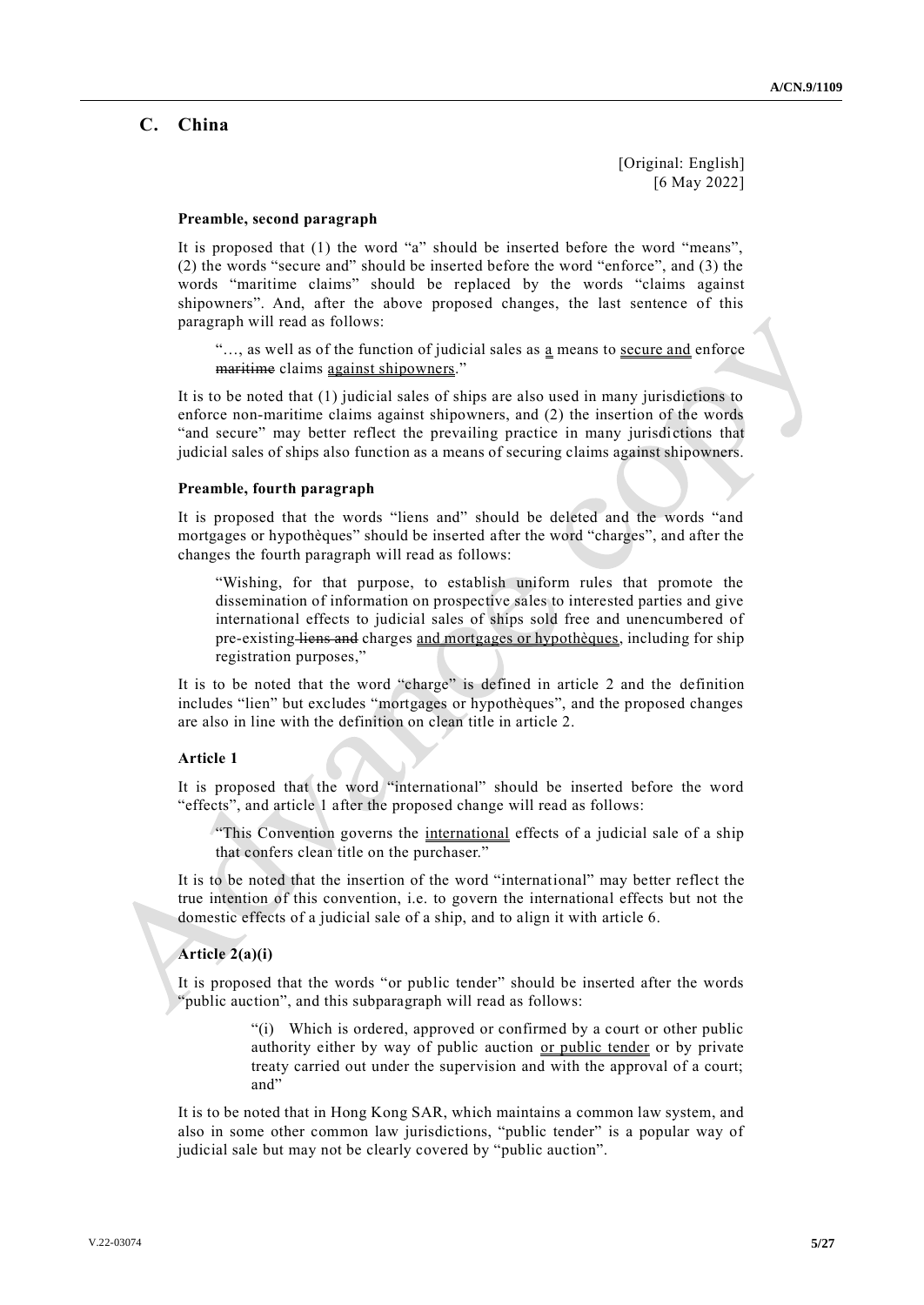## C. China

[Original: English]
[6 May 2022]

**Preamble, second paragraph**

It is proposed that (1) the word "a" should be inserted before the word "means", (2) the words "secure and" should be inserted before the word "enforce", and (3) the words "maritime claims" should be replaced by the words "claims against shipowners". And, after the above proposed changes, the last sentence of this paragraph will read as follows:

> "…, as well as of the function of judicial sales as <u>a</u> means to <u>secure and</u> enforce ~~maritime~~ claims <u>against shipowners</u>."

It is to be noted that (1) judicial sales of ships are also used in many jurisdictions to enforce non-maritime claims against shipowners, and (2) the insertion of the words "and secure" may better reflect the prevailing practice in many jurisdictions that judicial sales of ships also function as a means of securing claims against shipowners.

**Preamble, fourth paragraph**

It is proposed that the words "liens and" should be deleted and the words "and mortgages or hypothèques" should be inserted after the word "charges", and after the changes the fourth paragraph will read as follows:

> "Wishing, for that purpose, to establish uniform rules that promote the dissemination of information on prospective sales to interested parties and give international effects to judicial sales of ships sold free and unencumbered of pre-existing ~~liens and~~ charges <u>and mortgages or hypothèques</u>, including for ship registration purposes,"

It is to be noted that the word "charge" is defined in article 2 and the definition includes "lien" but excludes "mortgages or hypothèques", and the proposed changes are also in line with the definition on clean title in article 2.

**Article 1**

It is proposed that the word "international" should be inserted before the word "effects", and article 1 after the proposed change will read as follows:

> "This Convention governs the <u>international</u> effects of a judicial sale of a ship that confers clean title on the purchaser."

It is to be noted that the insertion of the word "international" may better reflect the true intention of this convention, i.e. to govern the international effects but not the domestic effects of a judicial sale of a ship, and to align it with article 6.

**Article 2(a)(i)**

It is proposed that the words "or public tender" should be inserted after the words "public auction", and this subparagraph will read as follows:

> "(i) Which is ordered, approved or confirmed by a court or other public authority either by way of public auction <u>or public tender</u> or by private treaty carried out under the supervision and with the approval of a court; and"

It is to be noted that in Hong Kong SAR, which maintains a common law system, and also in some other common law jurisdictions, "public tender" is a popular way of judicial sale but may not be clearly covered by "public auction".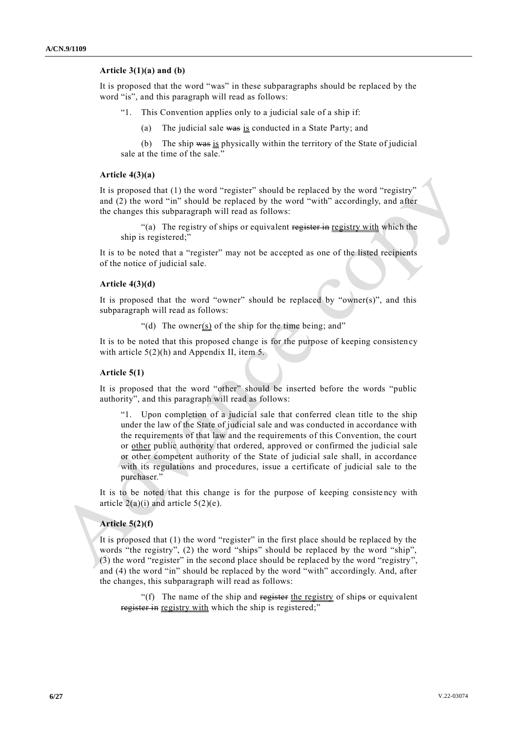**Article 3(1)(a) and (b)**

It is proposed that the word "was" in these subparagraphs should be replaced by the word "is", and this paragraph will read as follows:

> "1. This Convention applies only to a judicial sale of a ship if:
>
> (a) The judicial sale ~~was~~ <u>is</u> conducted in a State Party; and
>
> (b) The ship ~~was~~ <u>is</u> physically within the territory of the State of judicial sale at the time of the sale."

**Article 4(3)(a)**

It is proposed that (1) the word "register" should be replaced by the word "registry" and (2) the word "in" should be replaced by the word "with" accordingly, and after the changes this subparagraph will read as follows:

> "(a) The registry of ships or equivalent ~~register in~~ <u>registry with</u> which the ship is registered;"

It is to be noted that a "register" may not be accepted as one of the listed recipients of the notice of judicial sale.

**Article 4(3)(d)**

It is proposed that the word "owner" should be replaced by "owner(s)", and this subparagraph will read as follows:

> "(d) The owner<u>(s)</u> of the ship for the time being; and"

It is to be noted that this proposed change is for the purpose of keeping consistency with article 5(2)(h) and Appendix II, item 5.

**Article 5(1)**

It is proposed that the word "other" should be inserted before the words "public authority", and this paragraph will read as follows:

> "1. Upon completion of a judicial sale that conferred clean title to the ship under the law of the State of judicial sale and was conducted in accordance with the requirements of that law and the requirements of this Convention, the court or <u>other</u> public authority that ordered, approved or confirmed the judicial sale or other competent authority of the State of judicial sale shall, in accordance with its regulations and procedures, issue a certificate of judicial sale to the purchaser."

It is to be noted that this change is for the purpose of keeping consistency with article 2(a)(i) and article 5(2)(e).

**Article 5(2)(f)**

It is proposed that (1) the word "register" in the first place should be replaced by the words "the registry", (2) the word "ships" should be replaced by the word "ship", (3) the word "register" in the second place should be replaced by the word "registry", and (4) the word "in" should be replaced by the word "with" accordingly. And, after the changes, this subparagraph will read as follows:

> "(f) The name of the ship and ~~register~~ <u>the registry</u> of ship~~s~~ or equivalent ~~register in~~ <u>registry with</u> which the ship is registered;"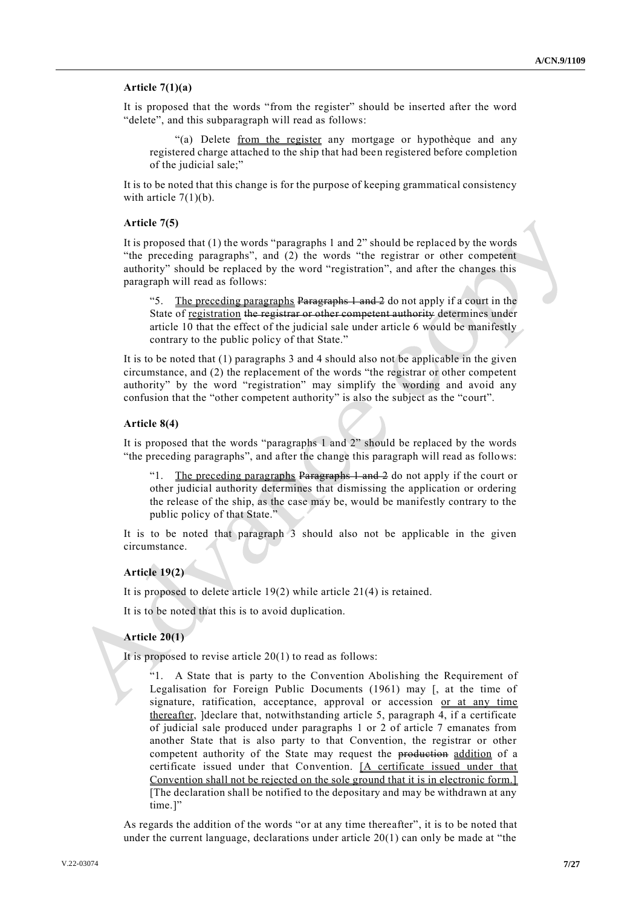**Article 7(1)(a)**

It is proposed that the words "from the register" should be inserted after the word "delete", and this subparagraph will read as follows:

> "(a) Delete <u>from the register</u> any mortgage or hypothèque and any registered charge attached to the ship that had been registered before completion of the judicial sale;"

It is to be noted that this change is for the purpose of keeping grammatical consistency with article 7(1)(b).

**Article 7(5)**

It is proposed that (1) the words "paragraphs 1 and 2" should be replaced by the words "the preceding paragraphs", and (2) the words "the registrar or other competent authority" should be replaced by the word "registration", and after the changes this paragraph will read as follows:

> "5. <u>The preceding paragraphs</u> ~~Paragraphs 1 and 2~~ do not apply if a court in the State of <u>registration</u> ~~the registrar or other competent authority~~ determines under article 10 that the effect of the judicial sale under article 6 would be manifestly contrary to the public policy of that State."

It is to be noted that (1) paragraphs 3 and 4 should also not be applicable in the given circumstance, and (2) the replacement of the words "the registrar or other competent authority" by the word "registration" may simplify the wording and avoid any confusion that the "other competent authority" is also the subject as the "court".

**Article 8(4)**

It is proposed that the words "paragraphs 1 and 2" should be replaced by the words "the preceding paragraphs", and after the change this paragraph will read as follows:

> "1. <u>The preceding paragraphs</u> ~~Paragraphs 1 and 2~~ do not apply if the court or other judicial authority determines that dismissing the application or ordering the release of the ship, as the case may be, would be manifestly contrary to the public policy of that State."

It is to be noted that paragraph 3 should also not be applicable in the given circumstance.

**Article 19(2)**

It is proposed to delete article 19(2) while article 21(4) is retained.

It is to be noted that this is to avoid duplication.

**Article 20(1)**

It is proposed to revise article 20(1) to read as follows:

> "1. A State that is party to the Convention Abolishing the Requirement of Legalisation for Foreign Public Documents (1961) may [, at the time of signature, ratification, acceptance, approval or accession <u>or at any time thereafter</u>, ]declare that, notwithstanding article 5, paragraph 4, if a certificate of judicial sale produced under paragraphs 1 or 2 of article 7 emanates from another State that is also party to that Convention, the registrar or other competent authority of the State may request the ~~production~~ <u>addition</u> of a certificate issued under that Convention. <u>[A certificate issued under that Convention shall not be rejected on the sole ground that it is in electronic form.]</u> [The declaration shall be notified to the depositary and may be withdrawn at any time.]"

As regards the addition of the words "or at any time thereafter", it is to be noted that under the current language, declarations under article 20(1) can only be made at "the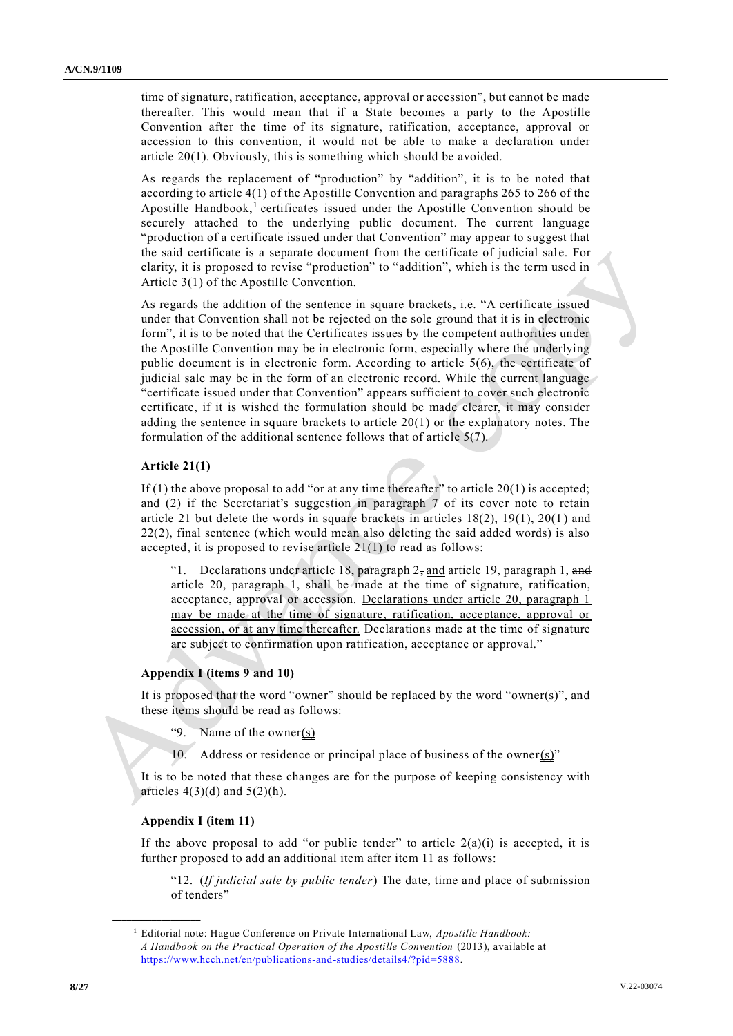time of signature, ratification, acceptance, approval or accession", but cannot be made thereafter. This would mean that if a State becomes a party to the Apostille Convention after the time of its signature, ratification, acceptance, approval or accession to this convention, it would not be able to make a declaration under article 20(1). Obviously, this is something which should be avoided.

As regards the replacement of "production" by "addition", it is to be noted that according to article 4(1) of the Apostille Convention and paragraphs 265 to 266 of the Apostille Handbook,[1] certificates issued under the Apostille Convention should be securely attached to the underlying public document. The current language "production of a certificate issued under that Convention" may appear to suggest that the said certificate is a separate document from the certificate of judicial sale. For clarity, it is proposed to revise "production" to "addition", which is the term used in Article 3(1) of the Apostille Convention.

As regards the addition of the sentence in square brackets, i.e. "A certificate issued under that Convention shall not be rejected on the sole ground that it is in electronic form", it is to be noted that the Certificates issues by the competent authorities under the Apostille Convention may be in electronic form, especially where the underlying public document is in electronic form. According to article 5(6), the certificate of judicial sale may be in the form of an electronic record. While the current language "certificate issued under that Convention" appears sufficient to cover such electronic certificate, if it is wished the formulation should be made clearer, it may consider adding the sentence in square brackets to article 20(1) or the explanatory notes. The formulation of the additional sentence follows that of article 5(7).

### Article 21(1)

If (1) the above proposal to add "or at any time thereafter" to article 20(1) is accepted; and (2) if the Secretariat's suggestion in paragraph 7 of its cover note to retain article 21 but delete the words in square brackets in articles 18(2), 19(1), 20(1) and 22(2), final sentence (which would mean also deleting the said added words) is also accepted, it is proposed to revise article 21(1) to read as follows:

> "1. Declarations under article 18, paragraph 2~~,~~ and article 19, paragraph 1, ~~and article 20, paragraph 1,~~ shall be made at the time of signature, ratification, acceptance, approval or accession. Declarations under article 20, paragraph 1 may be made at the time of signature, ratification, acceptance, approval or accession, or at any time thereafter. Declarations made at the time of signature are subject to confirmation upon ratification, acceptance or approval."

### Appendix I (items 9 and 10)

It is proposed that the word "owner" should be replaced by the word "owner(s)", and these items should be read as follows:

> "9. Name of the owner(s)
>
> 10. Address or residence or principal place of business of the owner(s)"

It is to be noted that these changes are for the purpose of keeping consistency with articles 4(3)(d) and 5(2)(h).

### Appendix I (item 11)

If the above proposal to add "or public tender" to article 2(a)(i) is accepted, it is further proposed to add an additional item after item 11 as follows:

> "12. (*If judicial sale by public tender*) The date, time and place of submission of tenders"

---

[1] Editorial note: Hague Conference on Private International Law, *Apostille Handbook: A Handbook on the Practical Operation of the Apostille Convention* (2013), available at https://www.hcch.net/en/publications-and-studies/details4/?pid=5888.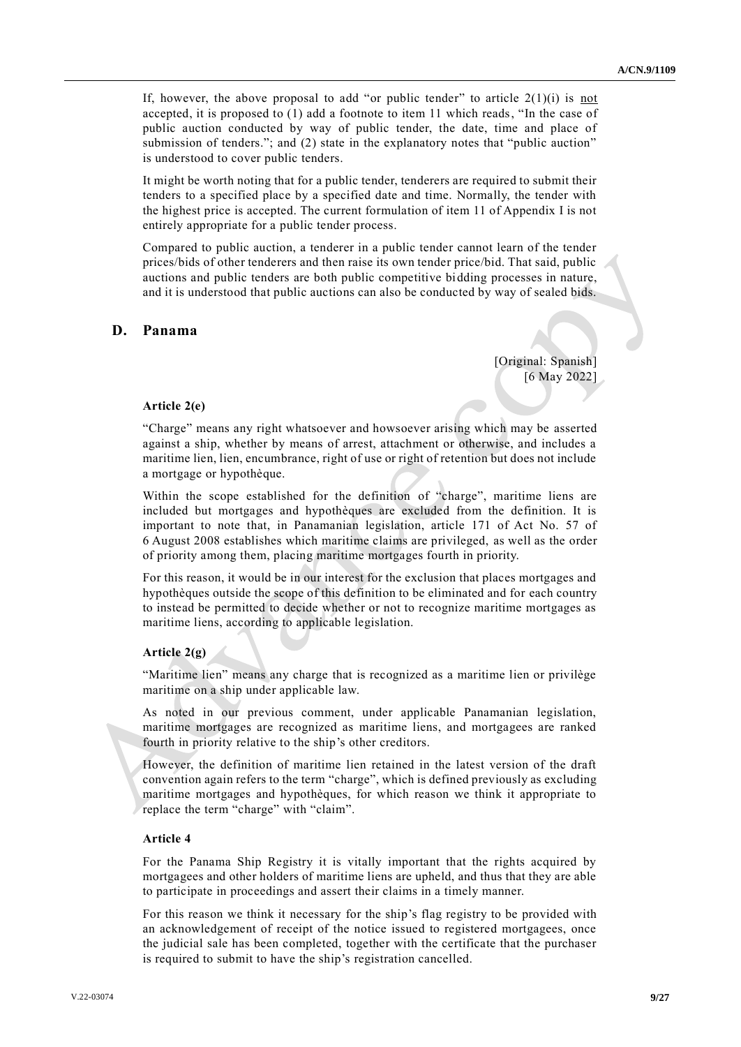If, however, the above proposal to add "or public tender" to article 2(1)(i) is <u>not</u> accepted, it is proposed to (1) add a footnote to item 11 which reads, "In the case of public auction conducted by way of public tender, the date, time and place of submission of tenders."; and (2) state in the explanatory notes that "public auction" is understood to cover public tenders.

It might be worth noting that for a public tender, tenderers are required to submit their tenders to a specified place by a specified date and time. Normally, the tender with the highest price is accepted. The current formulation of item 11 of Appendix I is not entirely appropriate for a public tender process.

Compared to public auction, a tenderer in a public tender cannot learn of the tender prices/bids of other tenderers and then raise its own tender price/bid. That said, public auctions and public tenders are both public competitive bidding processes in nature, and it is understood that public auctions can also be conducted by way of sealed bids.

## D. Panama

[Original: Spanish]
[6 May 2022]

**Article 2(e)**

"Charge" means any right whatsoever and howsoever arising which may be asserted against a ship, whether by means of arrest, attachment or otherwise, and includes a maritime lien, lien, encumbrance, right of use or right of retention but does not include a mortgage or hypothèque.

Within the scope established for the definition of "charge", maritime liens are included but mortgages and hypothèques are excluded from the definition. It is important to note that, in Panamanian legislation, article 171 of Act No. 57 of 6 August 2008 establishes which maritime claims are privileged, as well as the order of priority among them, placing maritime mortgages fourth in priority.

For this reason, it would be in our interest for the exclusion that places mortgages and hypothèques outside the scope of this definition to be eliminated and for each country to instead be permitted to decide whether or not to recognize maritime mortgages as maritime liens, according to applicable legislation.

**Article 2(g)**

"Maritime lien" means any charge that is recognized as a maritime lien or privilège maritime on a ship under applicable law.

As noted in our previous comment, under applicable Panamanian legislation, maritime mortgages are recognized as maritime liens, and mortgagees are ranked fourth in priority relative to the ship's other creditors.

However, the definition of maritime lien retained in the latest version of the draft convention again refers to the term "charge", which is defined previously as excluding maritime mortgages and hypothèques, for which reason we think it appropriate to replace the term "charge" with "claim".

**Article 4**

For the Panama Ship Registry it is vitally important that the rights acquired by mortgagees and other holders of maritime liens are upheld, and thus that they are able to participate in proceedings and assert their claims in a timely manner.

For this reason we think it necessary for the ship's flag registry to be provided with an acknowledgement of receipt of the notice issued to registered mortgagees, once the judicial sale has been completed, together with the certificate that the purchaser is required to submit to have the ship's registration cancelled.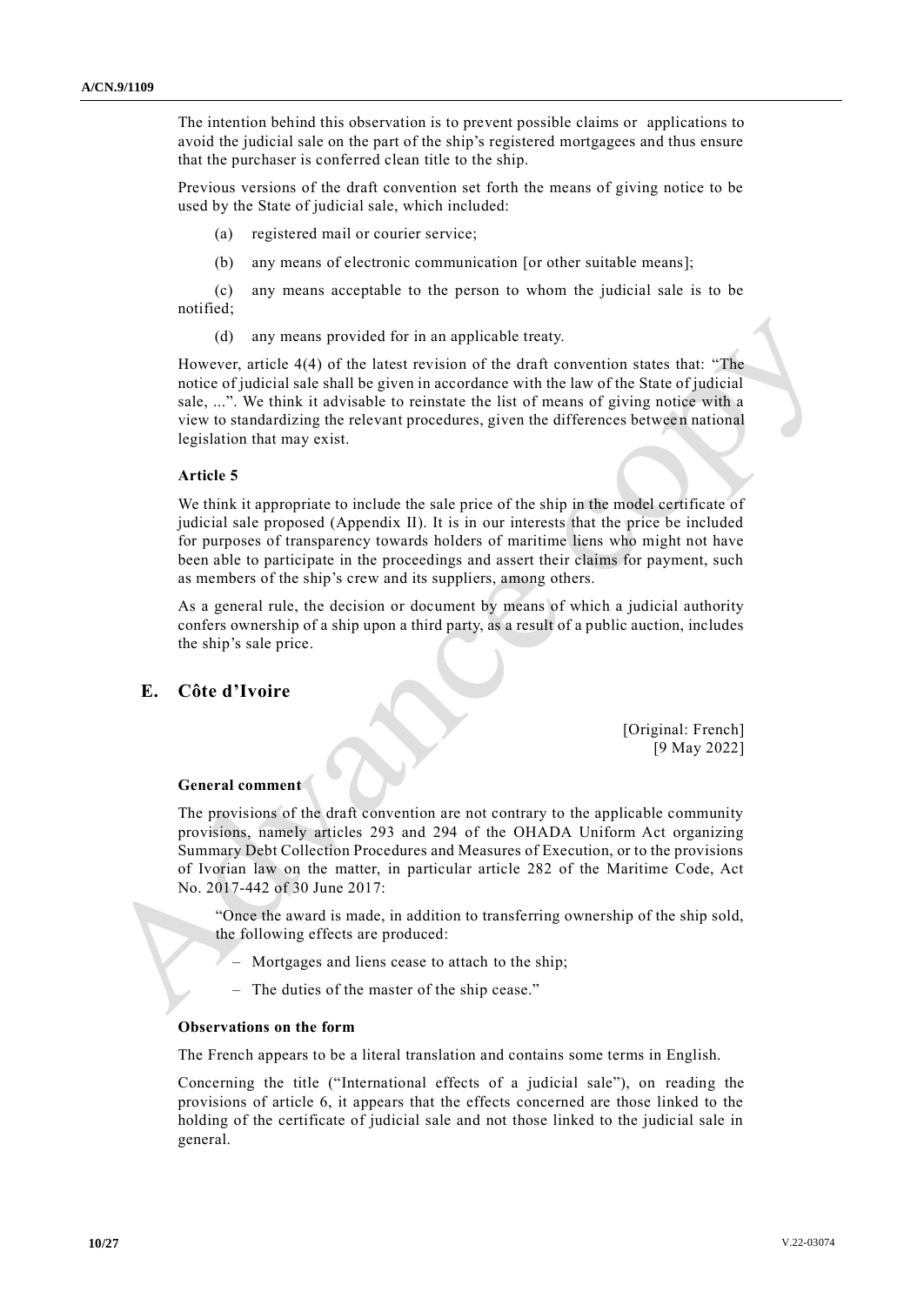The intention behind this observation is to prevent possible claims or applications to avoid the judicial sale on the part of the ship's registered mortgagees and thus ensure that the purchaser is conferred clean title to the ship.

Previous versions of the draft convention set forth the means of giving notice to be used by the State of judicial sale, which included:

(a) registered mail or courier service;

(b) any means of electronic communication [or other suitable means];

(c) any means acceptable to the person to whom the judicial sale is to be notified;

(d) any means provided for in an applicable treaty.

However, article 4(4) of the latest revision of the draft convention states that: "The notice of judicial sale shall be given in accordance with the law of the State of judicial sale, ...". We think it advisable to reinstate the list of means of giving notice with a view to standardizing the relevant procedures, given the differences between national legislation that may exist.

**Article 5**

We think it appropriate to include the sale price of the ship in the model certificate of judicial sale proposed (Appendix II). It is in our interests that the price be included for purposes of transparency towards holders of maritime liens who might not have been able to participate in the proceedings and assert their claims for payment, such as members of the ship's crew and its suppliers, among others.

As a general rule, the decision or document by means of which a judicial authority confers ownership of a ship upon a third party, as a result of a public auction, includes the ship's sale price.

## E. Côte d'Ivoire

[Original: French]
[9 May 2022]

**General comment**

The provisions of the draft convention are not contrary to the applicable community provisions, namely articles 293 and 294 of the OHADA Uniform Act organizing Summary Debt Collection Procedures and Measures of Execution, or to the provisions of Ivorian law on the matter, in particular article 282 of the Maritime Code, Act No. 2017-442 of 30 June 2017:

> "Once the award is made, in addition to transferring ownership of the ship sold, the following effects are produced:
>
> – Mortgages and liens cease to attach to the ship;
>
> – The duties of the master of the ship cease."

**Observations on the form**

The French appears to be a literal translation and contains some terms in English.

Concerning the title ("International effects of a judicial sale"), on reading the provisions of article 6, it appears that the effects concerned are those linked to the holding of the certificate of judicial sale and not those linked to the judicial sale in general.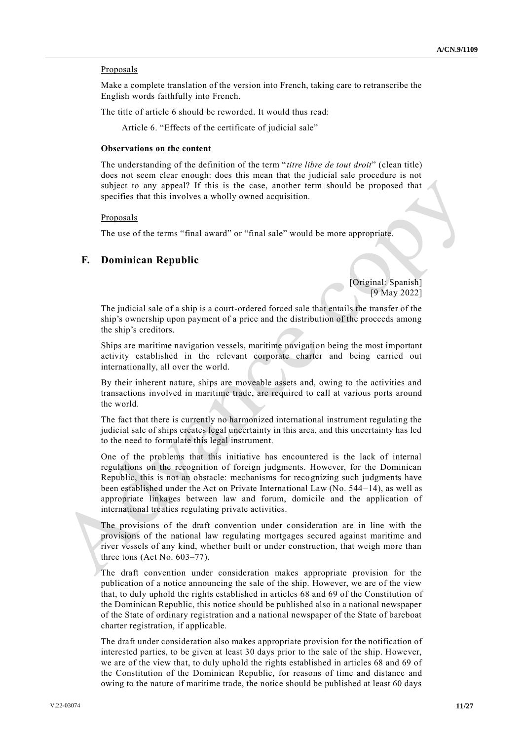Proposals

Make a complete translation of the version into French, taking care to retranscribe the English words faithfully into French.

The title of article 6 should be reworded. It would thus read:

Article 6. "Effects of the certificate of judicial sale"

**Observations on the content**

The understanding of the definition of the term "*titre libre de tout droit*" (clean title) does not seem clear enough: does this mean that the judicial sale procedure is not subject to any appeal? If this is the case, another term should be proposed that specifies that this involves a wholly owned acquisition.

Proposals

The use of the terms "final award" or "final sale" would be more appropriate.

## F. Dominican Republic

[Original: Spanish]
[9 May 2022]

The judicial sale of a ship is a court-ordered forced sale that entails the transfer of the ship's ownership upon payment of a price and the distribution of the proceeds among the ship's creditors.

Ships are maritime navigation vessels, maritime navigation being the most important activity established in the relevant corporate charter and being carried out internationally, all over the world.

By their inherent nature, ships are moveable assets and, owing to the activities and transactions involved in maritime trade, are required to call at various ports around the world.

The fact that there is currently no harmonized international instrument regulating the judicial sale of ships creates legal uncertainty in this area, and this uncertainty has led to the need to formulate this legal instrument.

One of the problems that this initiative has encountered is the lack of internal regulations on the recognition of foreign judgments. However, for the Dominican Republic, this is not an obstacle: mechanisms for recognizing such judgments have been established under the Act on Private International Law (No. 544–14), as well as appropriate linkages between law and forum, domicile and the application of international treaties regulating private activities.

The provisions of the draft convention under consideration are in line with the provisions of the national law regulating mortgages secured against maritime and river vessels of any kind, whether built or under construction, that weigh more than three tons (Act No. 603–77).

The draft convention under consideration makes appropriate provision for the publication of a notice announcing the sale of the ship. However, we are of the view that, to duly uphold the rights established in articles 68 and 69 of the Constitution of the Dominican Republic, this notice should be published also in a national newspaper of the State of ordinary registration and a national newspaper of the State of bareboat charter registration, if applicable.

The draft under consideration also makes appropriate provision for the notification of interested parties, to be given at least 30 days prior to the sale of the ship. However, we are of the view that, to duly uphold the rights established in articles 68 and 69 of the Constitution of the Dominican Republic, for reasons of time and distance and owing to the nature of maritime trade, the notice should be published at least 60 days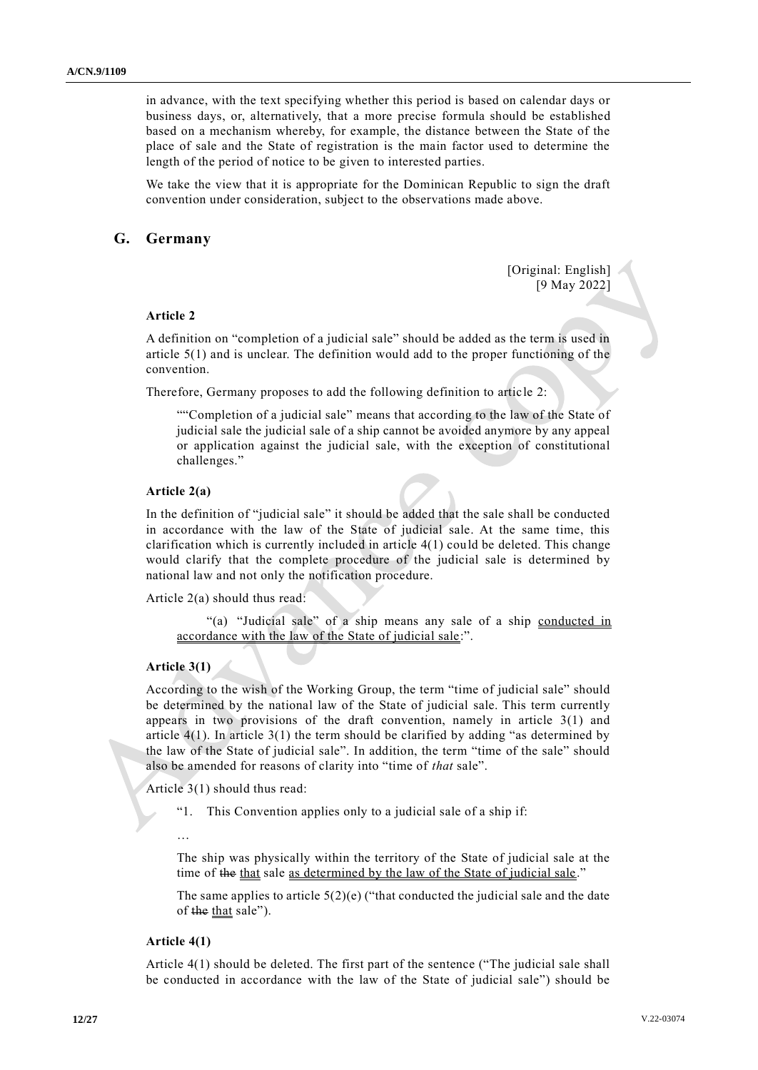in advance, with the text specifying whether this period is based on calendar days or business days, or, alternatively, that a more precise formula should be established based on a mechanism whereby, for example, the distance between the State of the place of sale and the State of registration is the main factor used to determine the length of the period of notice to be given to interested parties.

We take the view that it is appropriate for the Dominican Republic to sign the draft convention under consideration, subject to the observations made above.

## G. Germany

[Original: English]
[9 May 2022]

### Article 2

A definition on "completion of a judicial sale" should be added as the term is used in article 5(1) and is unclear. The definition would add to the proper functioning of the convention.

Therefore, Germany proposes to add the following definition to article 2:

""Completion of a judicial sale" means that according to the law of the State of judicial sale the judicial sale of a ship cannot be avoided anymore by any appeal or application against the judicial sale, with the exception of constitutional challenges."

### Article 2(a)

In the definition of "judicial sale" it should be added that the sale shall be conducted in accordance with the law of the State of judicial sale. At the same time, this clarification which is currently included in article 4(1) could be deleted. This change would clarify that the complete procedure of the judicial sale is determined by national law and not only the notification procedure.

Article 2(a) should thus read:

"(a) "Judicial sale" of a ship means any sale of a ship <u>conducted in accordance with the law of the State of judicial sale</u>;".

### Article 3(1)

According to the wish of the Working Group, the term "time of judicial sale" should be determined by the national law of the State of judicial sale. This term currently appears in two provisions of the draft convention, namely in article 3(1) and article 4(1). In article 3(1) the term should be clarified by adding "as determined by the law of the State of judicial sale". In addition, the term "time of the sale" should also be amended for reasons of clarity into "time of *that* sale".

Article 3(1) should thus read:

"1. This Convention applies only to a judicial sale of a ship if:

…

The ship was physically within the territory of the State of judicial sale at the time of ~~the~~ <u>that</u> sale <u>as determined by the law of the State of judicial sale</u>."

The same applies to article 5(2)(e) ("that conducted the judicial sale and the date of ~~the~~ <u>that</u> sale").

### Article 4(1)

Article 4(1) should be deleted. The first part of the sentence ("The judicial sale shall be conducted in accordance with the law of the State of judicial sale") should be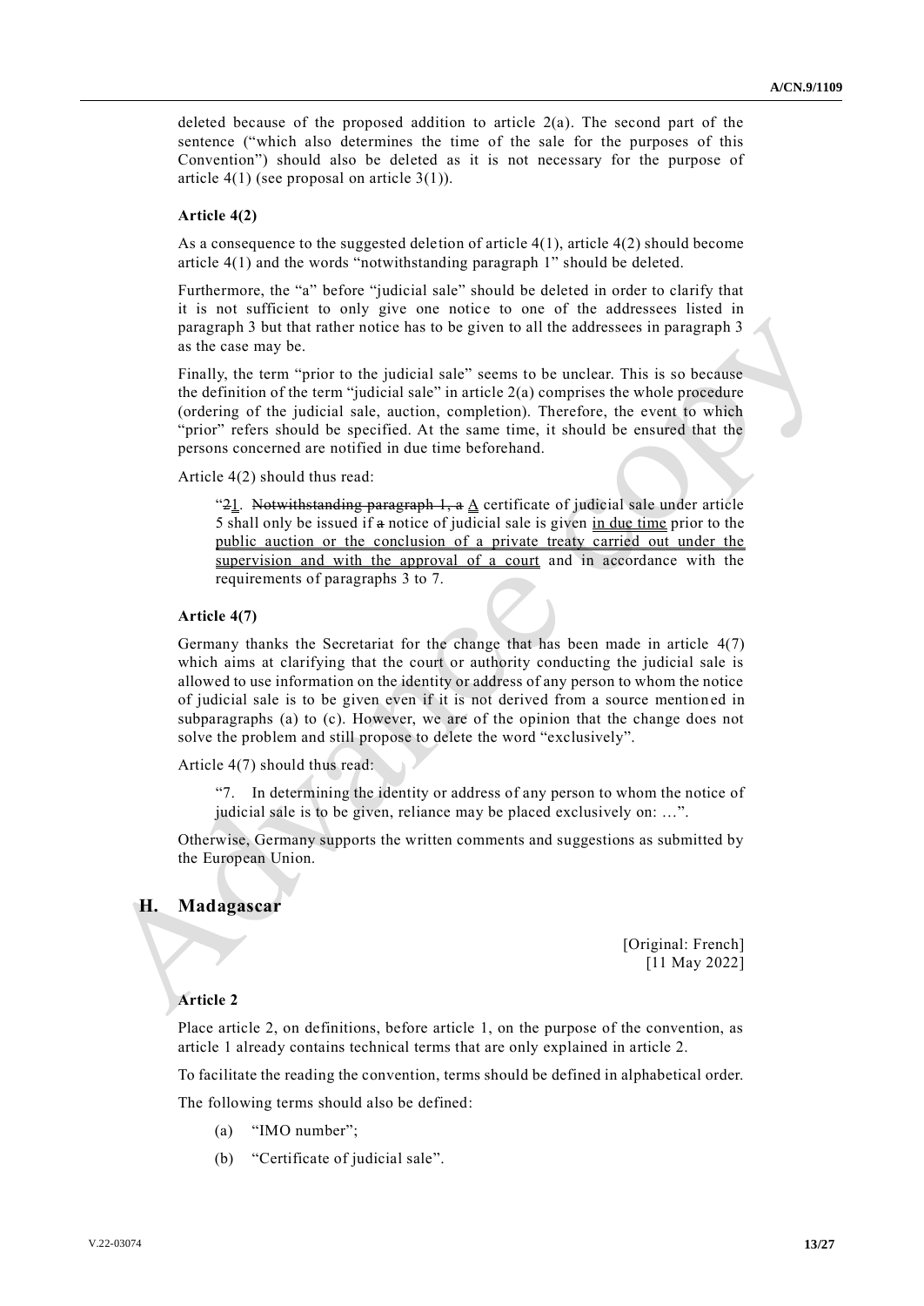deleted because of the proposed addition to article 2(a). The second part of the sentence ("which also determines the time of the sale for the purposes of this Convention") should also be deleted as it is not necessary for the purpose of article 4(1) (see proposal on article 3(1)).

**Article 4(2)**

As a consequence to the suggested deletion of article 4(1), article 4(2) should become article 4(1) and the words "notwithstanding paragraph 1" should be deleted.

Furthermore, the "a" before "judicial sale" should be deleted in order to clarify that it is not sufficient to only give one notice to one of the addressees listed in paragraph 3 but that rather notice has to be given to all the addressees in paragraph 3 as the case may be.

Finally, the term "prior to the judicial sale" seems to be unclear. This is so because the definition of the term "judicial sale" in article 2(a) comprises the whole procedure (ordering of the judicial sale, auction, completion). Therefore, the event to which "prior" refers should be specified. At the same time, it should be ensured that the persons concerned are notified in due time beforehand.

Article 4(2) should thus read:

> "~~2~~1. ~~Notwithstanding paragraph 1, a~~ A certificate of judicial sale under article 5 shall only be issued if ~~a~~ notice of judicial sale is given in due time prior to the public auction or the conclusion of a private treaty carried out under the supervision and with the approval of a court and in accordance with the requirements of paragraphs 3 to 7.

**Article 4(7)**

Germany thanks the Secretariat for the change that has been made in article 4(7) which aims at clarifying that the court or authority conducting the judicial sale is allowed to use information on the identity or address of any person to whom the notice of judicial sale is to be given even if it is not derived from a source mentioned in subparagraphs (a) to (c). However, we are of the opinion that the change does not solve the problem and still propose to delete the word "exclusively".

Article 4(7) should thus read:

> "7. In determining the identity or address of any person to whom the notice of judicial sale is to be given, reliance may be placed exclusively on: …".

Otherwise, Germany supports the written comments and suggestions as submitted by the European Union.

## H. Madagascar

[Original: French]
[11 May 2022]

**Article 2**

Place article 2, on definitions, before article 1, on the purpose of the convention, as article 1 already contains technical terms that are only explained in article 2.

To facilitate the reading the convention, terms should be defined in alphabetical order.

The following terms should also be defined:

(a) "IMO number";

(b) "Certificate of judicial sale".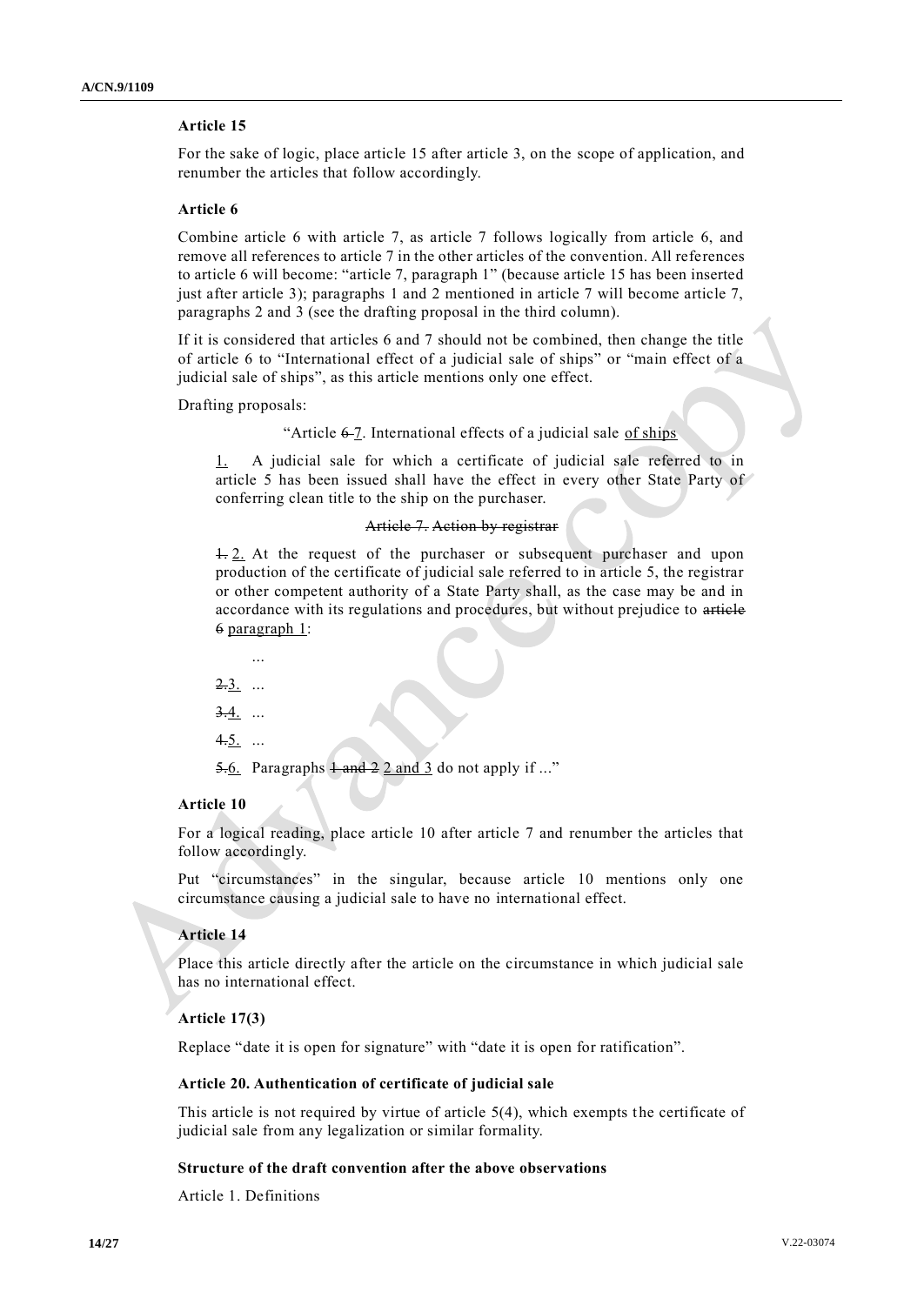**Article 15**

For the sake of logic, place article 15 after article 3, on the scope of application, and renumber the articles that follow accordingly.

**Article 6**

Combine article 6 with article 7, as article 7 follows logically from article 6, and remove all references to article 7 in the other articles of the convention. All references to article 6 will become: "article 7, paragraph 1" (because article 15 has been inserted just after article 3); paragraphs 1 and 2 mentioned in article 7 will become article 7, paragraphs 2 and 3 (see the drafting proposal in the third column).

If it is considered that articles 6 and 7 should not be combined, then change the title of article 6 to "International effect of a judicial sale of ships" or "main effect of a judicial sale of ships", as this article mentions only one effect.

Drafting proposals:

"Article ~~6~~ 7. International effects of a judicial sale <u>of ships</u>

<u>1.</u> A judicial sale for which a certificate of judicial sale referred to in article 5 has been issued shall have the effect in every other State Party of conferring clean title to the ship on the purchaser.

~~Article 7. Action by registrar~~

~~1.~~ <u>2.</u> At the request of the purchaser or subsequent purchaser and upon production of the certificate of judicial sale referred to in article 5, the registrar or other competent authority of a State Party shall, as the case may be and in accordance with its regulations and procedures, but without prejudice to ~~article 6~~ <u>paragraph 1</u>:

...

~~2.~~<u>3.</u> ...

~~3.~~<u>4.</u> ...

~~4.~~<u>5.</u> ...

~~5.~~<u>6.</u> Paragraphs ~~1 and 2~~ <u>2 and 3</u> do not apply if ..."

**Article 10**

For a logical reading, place article 10 after article 7 and renumber the articles that follow accordingly.

Put "circumstances" in the singular, because article 10 mentions only one circumstance causing a judicial sale to have no international effect.

**Article 14**

Place this article directly after the article on the circumstance in which judicial sale has no international effect.

**Article 17(3)**

Replace "date it is open for signature" with "date it is open for ratification".

**Article 20. Authentication of certificate of judicial sale**

This article is not required by virtue of article 5(4), which exempts the certificate of judicial sale from any legalization or similar formality.

**Structure of the draft convention after the above observations**

Article 1. Definitions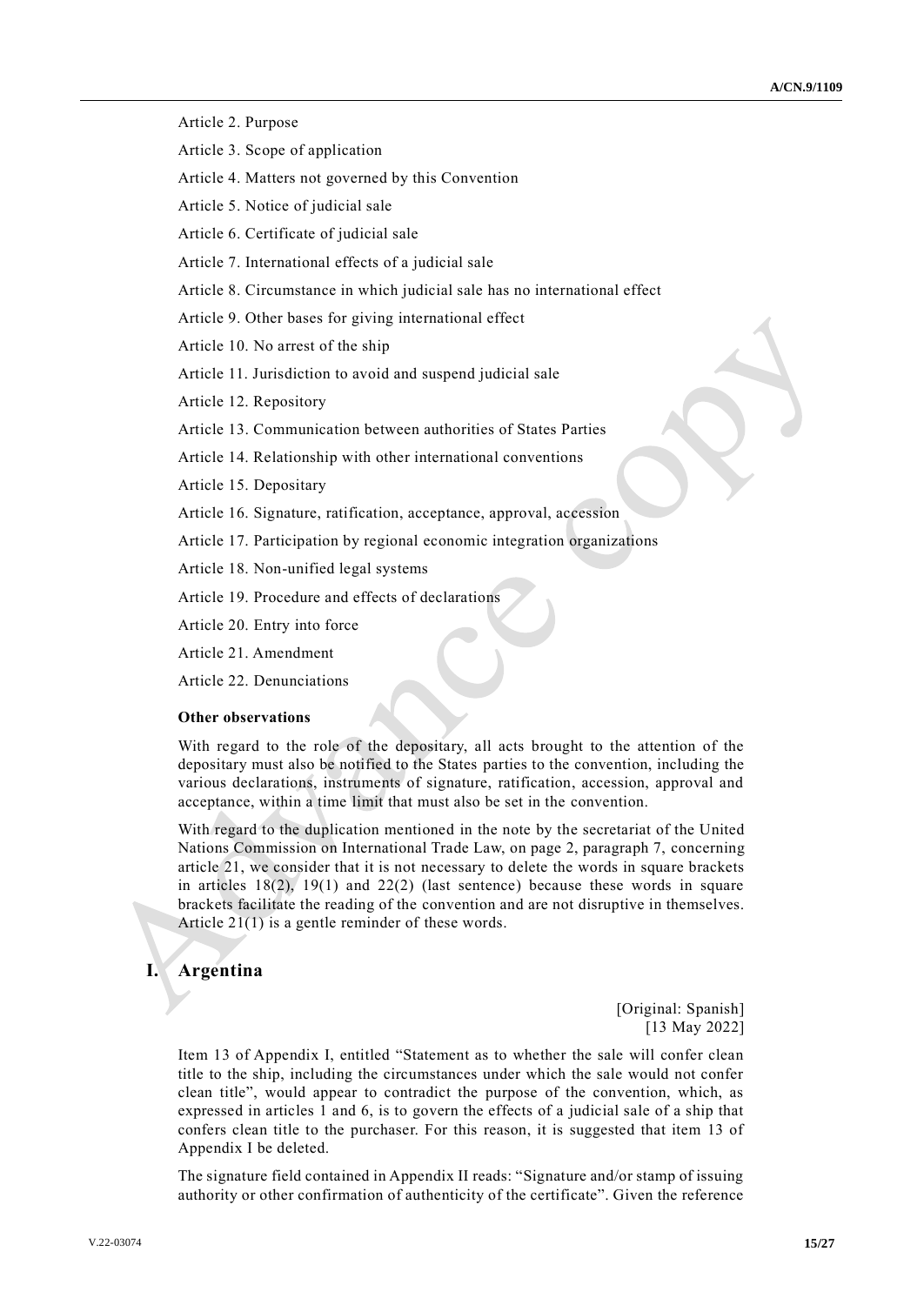Article 2. Purpose

Article 3. Scope of application

Article 4. Matters not governed by this Convention

Article 5. Notice of judicial sale

Article 6. Certificate of judicial sale

Article 7. International effects of a judicial sale

Article 8. Circumstance in which judicial sale has no international effect

Article 9. Other bases for giving international effect

Article 10. No arrest of the ship

Article 11. Jurisdiction to avoid and suspend judicial sale

Article 12. Repository

Article 13. Communication between authorities of States Parties

Article 14. Relationship with other international conventions

Article 15. Depositary

Article 16. Signature, ratification, acceptance, approval, accession

Article 17. Participation by regional economic integration organizations

Article 18. Non-unified legal systems

Article 19. Procedure and effects of declarations

Article 20. Entry into force

Article 21. Amendment

Article 22. Denunciations

**Other observations**

With regard to the role of the depositary, all acts brought to the attention of the depositary must also be notified to the States parties to the convention, including the various declarations, instruments of signature, ratification, accession, approval and acceptance, within a time limit that must also be set in the convention.

With regard to the duplication mentioned in the note by the secretariat of the United Nations Commission on International Trade Law, on page 2, paragraph 7, concerning article 21, we consider that it is not necessary to delete the words in square brackets in articles 18(2), 19(1) and 22(2) (last sentence) because these words in square brackets facilitate the reading of the convention and are not disruptive in themselves. Article 21(1) is a gentle reminder of these words.

## I. Argentina

[Original: Spanish]
[13 May 2022]

Item 13 of Appendix I, entitled "Statement as to whether the sale will confer clean title to the ship, including the circumstances under which the sale would not confer clean title", would appear to contradict the purpose of the convention, which, as expressed in articles 1 and 6, is to govern the effects of a judicial sale of a ship that confers clean title to the purchaser. For this reason, it is suggested that item 13 of Appendix I be deleted.

The signature field contained in Appendix II reads: "Signature and/or stamp of issuing authority or other confirmation of authenticity of the certificate". Given the reference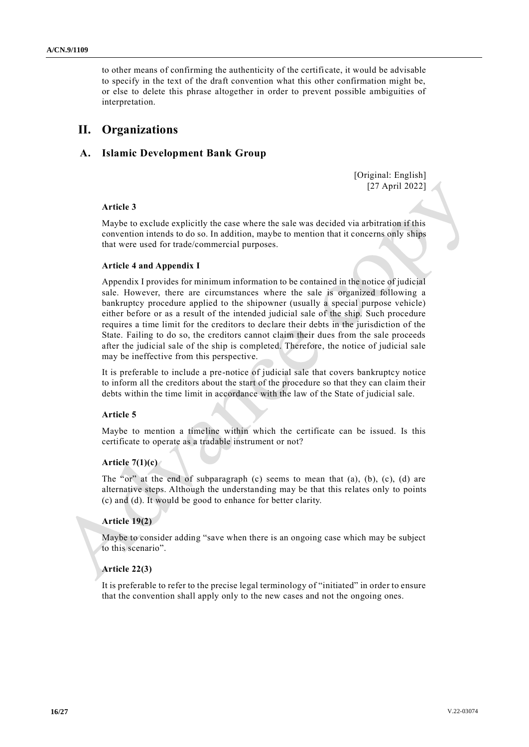to other means of confirming the authenticity of the certificate, it would be advisable to specify in the text of the draft convention what this other confirmation might be, or else to delete this phrase altogether in order to prevent possible ambiguities of interpretation.

## II. Organizations

### A. Islamic Development Bank Group

[Original: English]
[27 April 2022]

**Article 3**

Maybe to exclude explicitly the case where the sale was decided via arbitration if this convention intends to do so. In addition, maybe to mention that it concerns only ships that were used for trade/commercial purposes.

**Article 4 and Appendix I**

Appendix I provides for minimum information to be contained in the notice of judicial sale. However, there are circumstances where the sale is organized following a bankruptcy procedure applied to the shipowner (usually a special purpose vehicle) either before or as a result of the intended judicial sale of the ship. Such procedure requires a time limit for the creditors to declare their debts in the jurisdiction of the State. Failing to do so, the creditors cannot claim their dues from the sale proceeds after the judicial sale of the ship is completed. Therefore, the notice of judicial sale may be ineffective from this perspective.

It is preferable to include a pre-notice of judicial sale that covers bankruptcy notice to inform all the creditors about the start of the procedure so that they can claim their debts within the time limit in accordance with the law of the State of judicial sale.

**Article 5**

Maybe to mention a timeline within which the certificate can be issued. Is this certificate to operate as a tradable instrument or not?

**Article 7(1)(c)**

The "or" at the end of subparagraph (c) seems to mean that (a), (b), (c), (d) are alternative steps. Although the understanding may be that this relates only to points (c) and (d). It would be good to enhance for better clarity.

**Article 19(2)**

Maybe to consider adding "save when there is an ongoing case which may be subject to this scenario".

**Article 22(3)**

It is preferable to refer to the precise legal terminology of "initiated" in order to ensure that the convention shall apply only to the new cases and not the ongoing ones.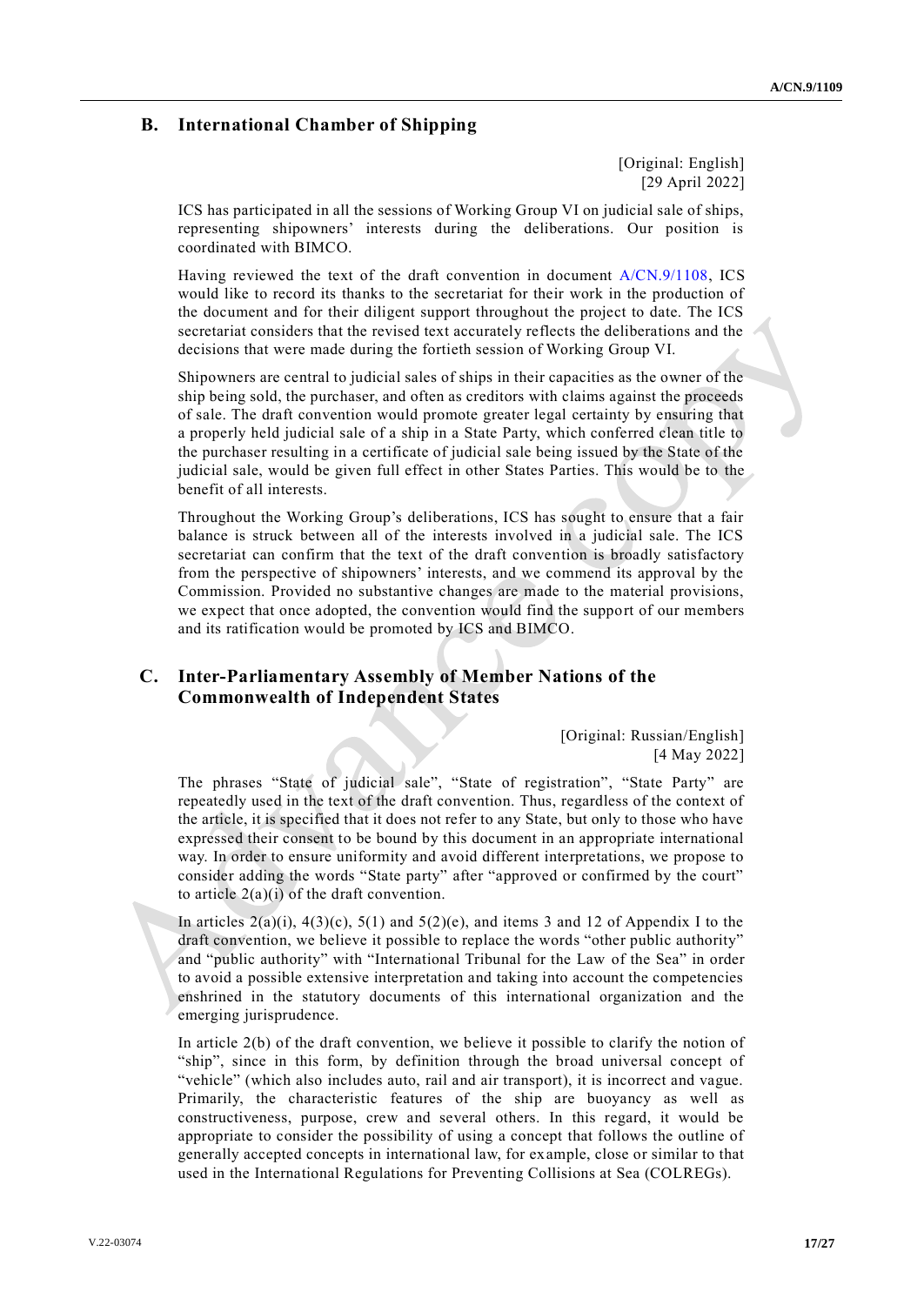## B. International Chamber of Shipping

[Original: English]
[29 April 2022]

ICS has participated in all the sessions of Working Group VI on judicial sale of ships, representing shipowners' interests during the deliberations. Our position is coordinated with BIMCO.

Having reviewed the text of the draft convention in document A/CN.9/1108, ICS would like to record its thanks to the secretariat for their work in the production of the document and for their diligent support throughout the project to date. The ICS secretariat considers that the revised text accurately reflects the deliberations and the decisions that were made during the fortieth session of Working Group VI.

Shipowners are central to judicial sales of ships in their capacities as the owner of the ship being sold, the purchaser, and often as creditors with claims against the proceeds of sale. The draft convention would promote greater legal certainty by ensuring that a properly held judicial sale of a ship in a State Party, which conferred clean title to the purchaser resulting in a certificate of judicial sale being issued by the State of the judicial sale, would be given full effect in other States Parties. This would be to the benefit of all interests.

Throughout the Working Group's deliberations, ICS has sought to ensure that a fair balance is struck between all of the interests involved in a judicial sale. The ICS secretariat can confirm that the text of the draft convention is broadly satisfactory from the perspective of shipowners' interests, and we commend its approval by the Commission. Provided no substantive changes are made to the material provisions, we expect that once adopted, the convention would find the support of our members and its ratification would be promoted by ICS and BIMCO.

## C. Inter-Parliamentary Assembly of Member Nations of the Commonwealth of Independent States

[Original: Russian/English]
[4 May 2022]

The phrases "State of judicial sale", "State of registration", "State Party" are repeatedly used in the text of the draft convention. Thus, regardless of the context of the article, it is specified that it does not refer to any State, but only to those who have expressed their consent to be bound by this document in an appropriate international way. In order to ensure uniformity and avoid different interpretations, we propose to consider adding the words "State party" after "approved or confirmed by the court" to article 2(a)(i) of the draft convention.

In articles 2(a)(i), 4(3)(c), 5(1) and 5(2)(e), and items 3 and 12 of Appendix I to the draft convention, we believe it possible to replace the words "other public authority" and "public authority" with "International Tribunal for the Law of the Sea" in order to avoid a possible extensive interpretation and taking into account the competencies enshrined in the statutory documents of this international organization and the emerging jurisprudence.

In article 2(b) of the draft convention, we believe it possible to clarify the notion of "ship", since in this form, by definition through the broad universal concept of "vehicle" (which also includes auto, rail and air transport), it is incorrect and vague. Primarily, the characteristic features of the ship are buoyancy as well as constructiveness, purpose, crew and several others. In this regard, it would be appropriate to consider the possibility of using a concept that follows the outline of generally accepted concepts in international law, for example, close or similar to that used in the International Regulations for Preventing Collisions at Sea (COLREGs).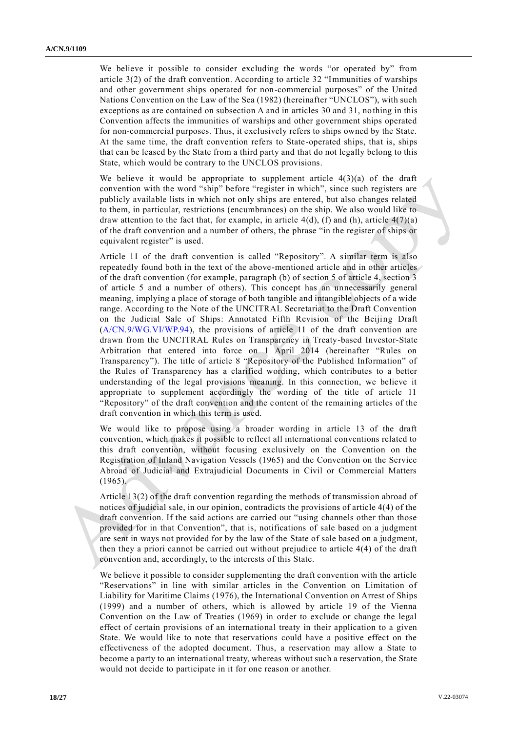We believe it possible to consider excluding the words "or operated by" from article 3(2) of the draft convention. According to article 32 "Immunities of warships and other government ships operated for non-commercial purposes" of the United Nations Convention on the Law of the Sea (1982) (hereinafter "UNCLOS"), with such exceptions as are contained on subsection A and in articles 30 and 31, nothing in this Convention affects the immunities of warships and other government ships operated for non-commercial purposes. Thus, it exclusively refers to ships owned by the State. At the same time, the draft convention refers to State-operated ships, that is, ships that can be leased by the State from a third party and that do not legally belong to this State, which would be contrary to the UNCLOS provisions.

We believe it would be appropriate to supplement article 4(3)(a) of the draft convention with the word "ship" before "register in which", since such registers are publicly available lists in which not only ships are entered, but also changes related to them, in particular, restrictions (encumbrances) on the ship. We also would like to draw attention to the fact that, for example, in article 4(d), (f) and (h), article 4(7)(a) of the draft convention and a number of others, the phrase "in the register of ships or equivalent register" is used.

Article 11 of the draft convention is called "Repository". A similar term is also repeatedly found both in the text of the above-mentioned article and in other articles of the draft convention (for example, paragraph (b) of section 5 of article 4, section 3 of article 5 and a number of others). This concept has an unnecessarily general meaning, implying a place of storage of both tangible and intangible objects of a wide range. According to the Note of the UNCITRAL Secretariat to the Draft Convention on the Judicial Sale of Ships: Annotated Fifth Revision of the Beijing Draft (A/CN.9/WG.VI/WP.94), the provisions of article 11 of the draft convention are drawn from the UNCITRAL Rules on Transparency in Treaty-based Investor-State Arbitration that entered into force on 1 April 2014 (hereinafter "Rules on Transparency"). The title of article 8 "Repository of the Published Information" of the Rules of Transparency has a clarified wording, which contributes to a better understanding of the legal provisions meaning. In this connection, we believe it appropriate to supplement accordingly the wording of the title of article 11 "Repository" of the draft convention and the content of the remaining articles of the draft convention in which this term is used.

We would like to propose using a broader wording in article 13 of the draft convention, which makes it possible to reflect all international conventions related to this draft convention, without focusing exclusively on the Convention on the Registration of Inland Navigation Vessels (1965) and the Convention on the Service Abroad of Judicial and Extrajudicial Documents in Civil or Commercial Matters (1965).

Article 13(2) of the draft convention regarding the methods of transmission abroad of notices of judicial sale, in our opinion, contradicts the provisions of article 4(4) of the draft convention. If the said actions are carried out "using channels other than those provided for in that Convention", that is, notifications of sale based on a judgment are sent in ways not provided for by the law of the State of sale based on a judgment, then they a priori cannot be carried out without prejudice to article 4(4) of the draft convention and, accordingly, to the interests of this State.

We believe it possible to consider supplementing the draft convention with the article "Reservations" in line with similar articles in the Convention on Limitation of Liability for Maritime Claims (1976), the International Convention on Arrest of Ships (1999) and a number of others, which is allowed by article 19 of the Vienna Convention on the Law of Treaties (1969) in order to exclude or change the legal effect of certain provisions of an international treaty in their application to a given State. We would like to note that reservations could have a positive effect on the effectiveness of the adopted document. Thus, a reservation may allow a State to become a party to an international treaty, whereas without such a reservation, the State would not decide to participate in it for one reason or another.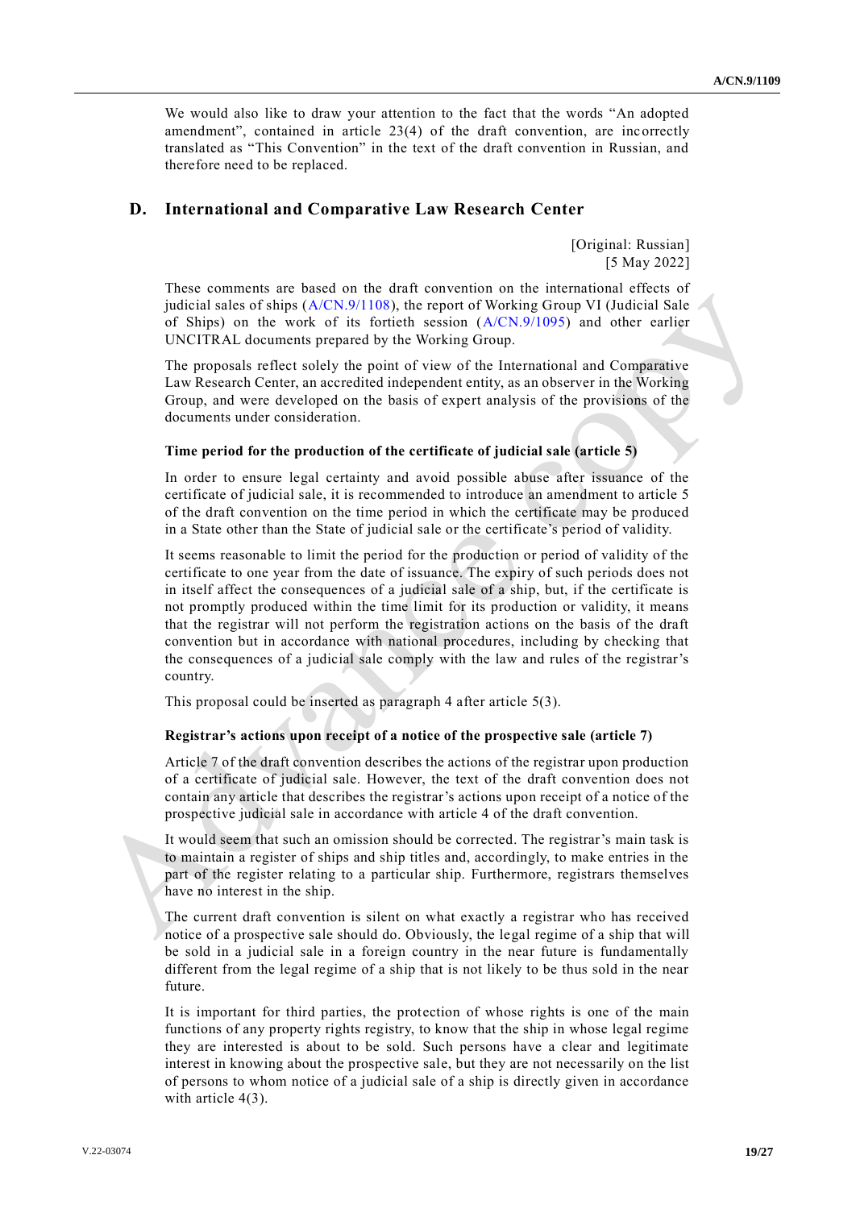We would also like to draw your attention to the fact that the words "An adopted amendment", contained in article 23(4) of the draft convention, are incorrectly translated as "This Convention" in the text of the draft convention in Russian, and therefore need to be replaced.

## D. International and Comparative Law Research Center

[Original: Russian]
[5 May 2022]

These comments are based on the draft convention on the international effects of judicial sales of ships (A/CN.9/1108), the report of Working Group VI (Judicial Sale of Ships) on the work of its fortieth session (A/CN.9/1095) and other earlier UNCITRAL documents prepared by the Working Group.

The proposals reflect solely the point of view of the International and Comparative Law Research Center, an accredited independent entity, as an observer in the Working Group, and were developed on the basis of expert analysis of the provisions of the documents under consideration.

### Time period for the production of the certificate of judicial sale (article 5)

In order to ensure legal certainty and avoid possible abuse after issuance of the certificate of judicial sale, it is recommended to introduce an amendment to article 5 of the draft convention on the time period in which the certificate may be produced in a State other than the State of judicial sale or the certificate's period of validity.

It seems reasonable to limit the period for the production or period of validity of the certificate to one year from the date of issuance. The expiry of such periods does not in itself affect the consequences of a judicial sale of a ship, but, if the certificate is not promptly produced within the time limit for its production or validity, it means that the registrar will not perform the registration actions on the basis of the draft convention but in accordance with national procedures, including by checking that the consequences of a judicial sale comply with the law and rules of the registrar's country.

This proposal could be inserted as paragraph 4 after article 5(3).

### Registrar's actions upon receipt of a notice of the prospective sale (article 7)

Article 7 of the draft convention describes the actions of the registrar upon production of a certificate of judicial sale. However, the text of the draft convention does not contain any article that describes the registrar's actions upon receipt of a notice of the prospective judicial sale in accordance with article 4 of the draft convention.

It would seem that such an omission should be corrected. The registrar's main task is to maintain a register of ships and ship titles and, accordingly, to make entries in the part of the register relating to a particular ship. Furthermore, registrars themselves have no interest in the ship.

The current draft convention is silent on what exactly a registrar who has received notice of a prospective sale should do. Obviously, the legal regime of a ship that will be sold in a judicial sale in a foreign country in the near future is fundamentally different from the legal regime of a ship that is not likely to be thus sold in the near future.

It is important for third parties, the protection of whose rights is one of the main functions of any property rights registry, to know that the ship in whose legal regime they are interested is about to be sold. Such persons have a clear and legitimate interest in knowing about the prospective sale, but they are not necessarily on the list of persons to whom notice of a judicial sale of a ship is directly given in accordance with article 4(3).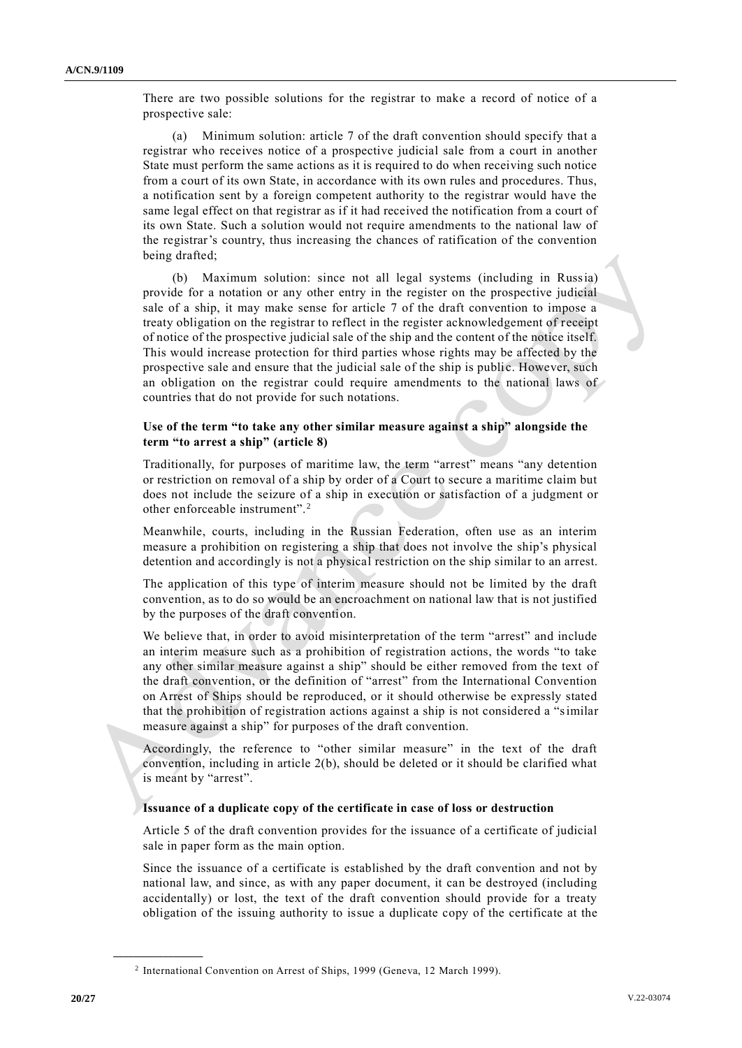There are two possible solutions for the registrar to make a record of notice of a prospective sale:

(a) Minimum solution: article 7 of the draft convention should specify that a registrar who receives notice of a prospective judicial sale from a court in another State must perform the same actions as it is required to do when receiving such notice from a court of its own State, in accordance with its own rules and procedures. Thus, a notification sent by a foreign competent authority to the registrar would have the same legal effect on that registrar as if it had received the notification from a court of its own State. Such a solution would not require amendments to the national law of the registrar's country, thus increasing the chances of ratification of the convention being drafted;

(b) Maximum solution: since not all legal systems (including in Russia) provide for a notation or any other entry in the register on the prospective judicial sale of a ship, it may make sense for article 7 of the draft convention to impose a treaty obligation on the registrar to reflect in the register acknowledgement of receipt of notice of the prospective judicial sale of the ship and the content of the notice itself. This would increase protection for third parties whose rights may be affected by the prospective sale and ensure that the judicial sale of the ship is public. However, such an obligation on the registrar could require amendments to the national laws of countries that do not provide for such notations.

**Use of the term "to take any other similar measure against a ship" alongside the term "to arrest a ship" (article 8)**

Traditionally, for purposes of maritime law, the term "arrest" means "any detention or restriction on removal of a ship by order of a Court to secure a maritime claim but does not include the seizure of a ship in execution or satisfaction of a judgment or other enforceable instrument".[2]

Meanwhile, courts, including in the Russian Federation, often use as an interim measure a prohibition on registering a ship that does not involve the ship's physical detention and accordingly is not a physical restriction on the ship similar to an arrest.

The application of this type of interim measure should not be limited by the draft convention, as to do so would be an encroachment on national law that is not justified by the purposes of the draft convention.

We believe that, in order to avoid misinterpretation of the term "arrest" and include an interim measure such as a prohibition of registration actions, the words "to take any other similar measure against a ship" should be either removed from the text of the draft convention, or the definition of "arrest" from the International Convention on Arrest of Ships should be reproduced, or it should otherwise be expressly stated that the prohibition of registration actions against a ship is not considered a "similar measure against a ship" for purposes of the draft convention.

Accordingly, the reference to "other similar measure" in the text of the draft convention, including in article 2(b), should be deleted or it should be clarified what is meant by "arrest".

**Issuance of a duplicate copy of the certificate in case of loss or destruction**

Article 5 of the draft convention provides for the issuance of a certificate of judicial sale in paper form as the main option.

Since the issuance of a certificate is established by the draft convention and not by national law, and since, as with any paper document, it can be destroyed (including accidentally) or lost, the text of the draft convention should provide for a treaty obligation of the issuing authority to issue a duplicate copy of the certificate at the

---

[2] International Convention on Arrest of Ships, 1999 (Geneva, 12 March 1999).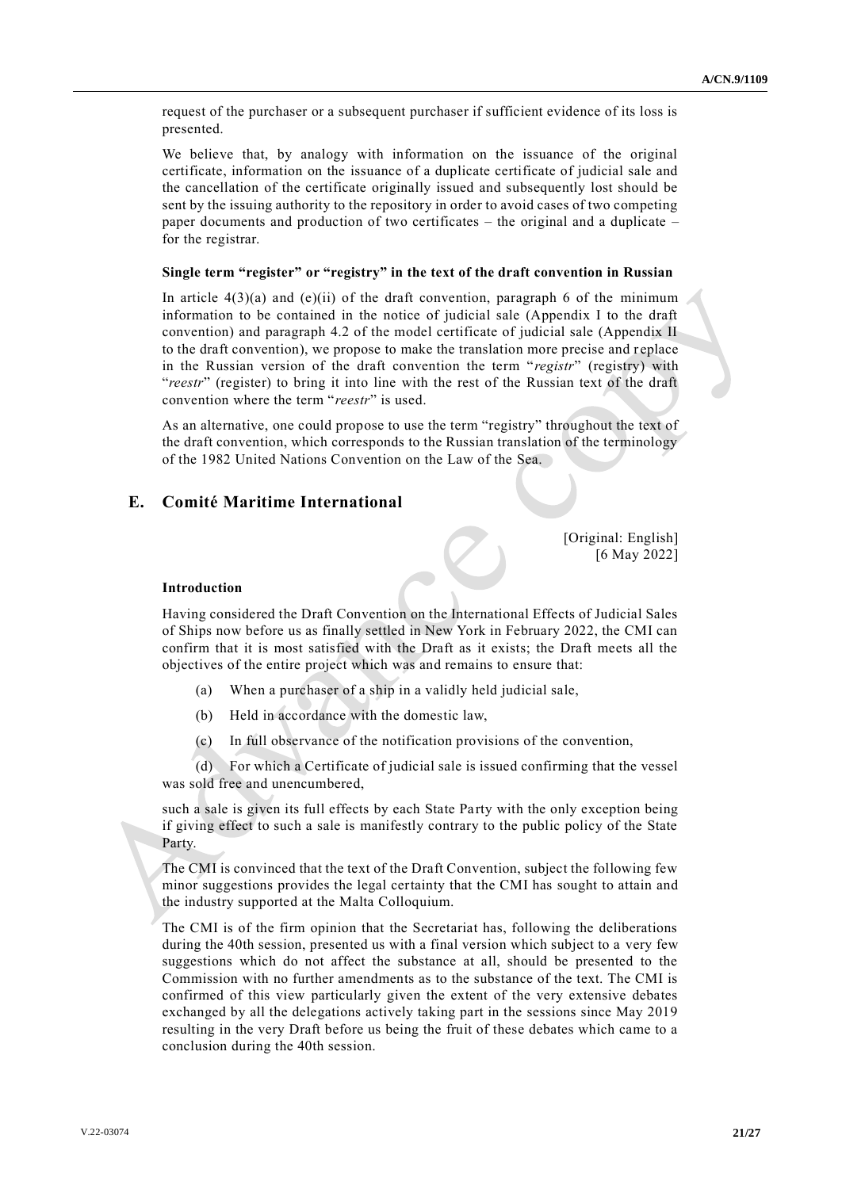request of the purchaser or a subsequent purchaser if sufficient evidence of its loss is presented.

We believe that, by analogy with information on the issuance of the original certificate, information on the issuance of a duplicate certificate of judicial sale and the cancellation of the certificate originally issued and subsequently lost should be sent by the issuing authority to the repository in order to avoid cases of two competing paper documents and production of two certificates – the original and a duplicate – for the registrar.

**Single term "register" or "registry" in the text of the draft convention in Russian**

In article 4(3)(a) and (e)(ii) of the draft convention, paragraph 6 of the minimum information to be contained in the notice of judicial sale (Appendix I to the draft convention) and paragraph 4.2 of the model certificate of judicial sale (Appendix II to the draft convention), we propose to make the translation more precise and replace in the Russian version of the draft convention the term "*registr*" (registry) with "*reestr*" (register) to bring it into line with the rest of the Russian text of the draft convention where the term "*reestr*" is used.

As an alternative, one could propose to use the term "registry" throughout the text of the draft convention, which corresponds to the Russian translation of the terminology of the 1982 United Nations Convention on the Law of the Sea.

## E. Comité Maritime International

[Original: English]
[6 May 2022]

**Introduction**

Having considered the Draft Convention on the International Effects of Judicial Sales of Ships now before us as finally settled in New York in February 2022, the CMI can confirm that it is most satisfied with the Draft as it exists; the Draft meets all the objectives of the entire project which was and remains to ensure that:

(a) When a purchaser of a ship in a validly held judicial sale,

(b) Held in accordance with the domestic law,

(c) In full observance of the notification provisions of the convention,

(d) For which a Certificate of judicial sale is issued confirming that the vessel was sold free and unencumbered,

such a sale is given its full effects by each State Party with the only exception being if giving effect to such a sale is manifestly contrary to the public policy of the State Party.

The CMI is convinced that the text of the Draft Convention, subject the following few minor suggestions provides the legal certainty that the CMI has sought to attain and the industry supported at the Malta Colloquium.

The CMI is of the firm opinion that the Secretariat has, following the deliberations during the 40th session, presented us with a final version which subject to a very few suggestions which do not affect the substance at all, should be presented to the Commission with no further amendments as to the substance of the text. The CMI is confirmed of this view particularly given the extent of the very extensive debates exchanged by all the delegations actively taking part in the sessions since May 2019 resulting in the very Draft before us being the fruit of these debates which came to a conclusion during the 40th session.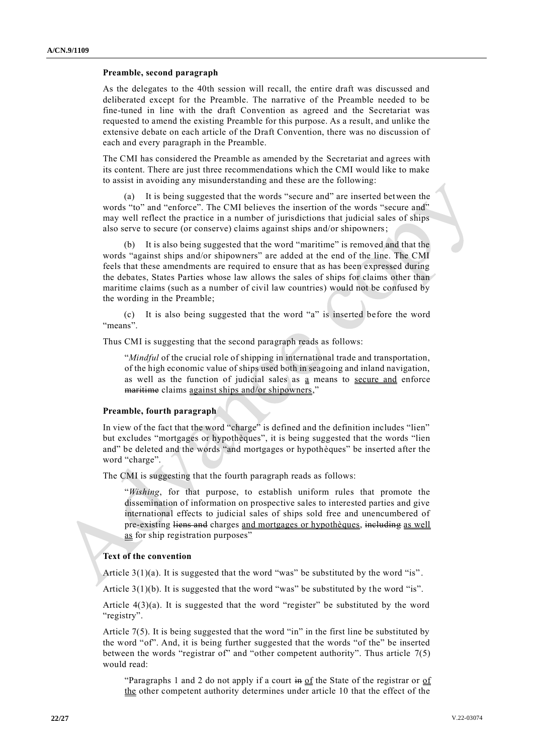**Preamble, second paragraph**

As the delegates to the 40th session will recall, the entire draft was discussed and deliberated except for the Preamble. The narrative of the Preamble needed to be fine-tuned in line with the draft Convention as agreed and the Secretariat was requested to amend the existing Preamble for this purpose. As a result, and unlike the extensive debate on each article of the Draft Convention, there was no discussion of each and every paragraph in the Preamble.

The CMI has considered the Preamble as amended by the Secretariat and agrees with its content. There are just three recommendations which the CMI would like to make to assist in avoiding any misunderstanding and these are the following:

(a) It is being suggested that the words "secure and" are inserted between the words "to" and "enforce". The CMI believes the insertion of the words "secure and" may well reflect the practice in a number of jurisdictions that judicial sales of ships also serve to secure (or conserve) claims against ships and/or shipowners;

(b) It is also being suggested that the word "maritime" is removed and that the words "against ships and/or shipowners" are added at the end of the line. The CMI feels that these amendments are required to ensure that as has been expressed during the debates, States Parties whose law allows the sales of ships for claims other than maritime claims (such as a number of civil law countries) would not be confused by the wording in the Preamble;

(c) It is also being suggested that the word "a" is inserted before the word "means".

Thus CMI is suggesting that the second paragraph reads as follows:

> "*Mindful* of the crucial role of shipping in international trade and transportation, of the high economic value of ships used both in seagoing and inland navigation, as well as the function of judicial sales as <u>a</u> means to <u>secure and</u> enforce ~~maritime~~ claims <u>against ships and/or shipowners</u>,"

**Preamble, fourth paragraph**

In view of the fact that the word "charge" is defined and the definition includes "lien" but excludes "mortgages or hypothèques", it is being suggested that the words "lien and" be deleted and the words "and mortgages or hypothèques" be inserted after the word "charge".

The CMI is suggesting that the fourth paragraph reads as follows:

> "*Wishing*, for that purpose, to establish uniform rules that promote the dissemination of information on prospective sales to interested parties and give international effects to judicial sales of ships sold free and unencumbered of pre-existing ~~liens and~~ charges <u>and mortgages or hypothèques</u>, ~~including~~ <u>as well as</u> for ship registration purposes"

**Text of the convention**

Article 3(1)(a). It is suggested that the word "was" be substituted by the word "is".

Article 3(1)(b). It is suggested that the word "was" be substituted by the word "is".

Article 4(3)(a). It is suggested that the word "register" be substituted by the word "registry".

Article 7(5). It is being suggested that the word "in" in the first line be substituted by the word "of". And, it is being further suggested that the words "of the" be inserted between the words "registrar of" and "other competent authority". Thus article 7(5) would read:

> "Paragraphs 1 and 2 do not apply if a court ~~in~~ <u>of</u> the State of the registrar or <u>of the</u> other competent authority determines under article 10 that the effect of the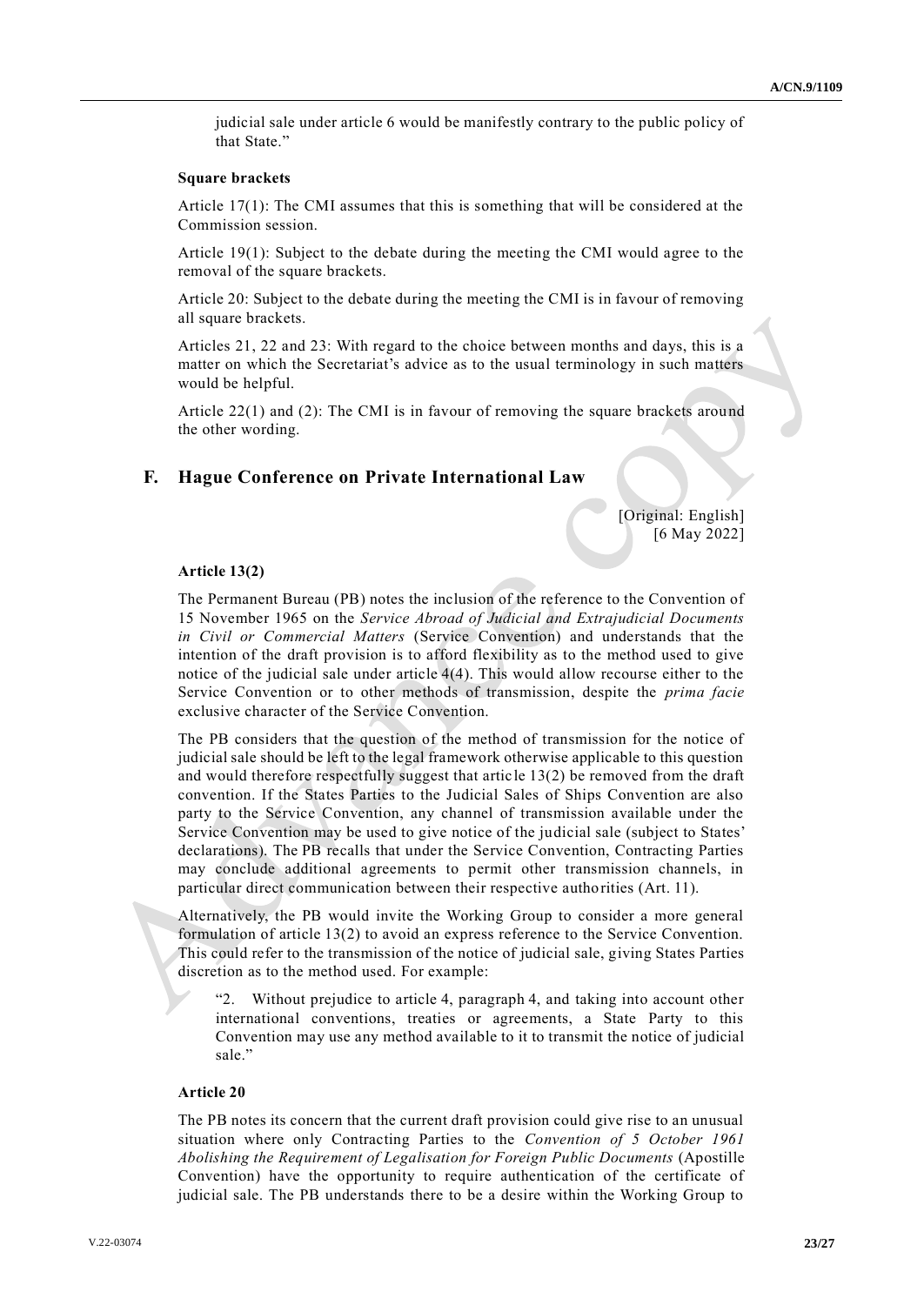judicial sale under article 6 would be manifestly contrary to the public policy of that State."

**Square brackets**

Article 17(1): The CMI assumes that this is something that will be considered at the Commission session.

Article 19(1): Subject to the debate during the meeting the CMI would agree to the removal of the square brackets.

Article 20: Subject to the debate during the meeting the CMI is in favour of removing all square brackets.

Articles 21, 22 and 23: With regard to the choice between months and days, this is a matter on which the Secretariat's advice as to the usual terminology in such matters would be helpful.

Article 22(1) and (2): The CMI is in favour of removing the square brackets around the other wording.

## F. Hague Conference on Private International Law

[Original: English]
[6 May 2022]

**Article 13(2)**

The Permanent Bureau (PB) notes the inclusion of the reference to the Convention of 15 November 1965 on the *Service Abroad of Judicial and Extrajudicial Documents in Civil or Commercial Matters* (Service Convention) and understands that the intention of the draft provision is to afford flexibility as to the method used to give notice of the judicial sale under article 4(4). This would allow recourse either to the Service Convention or to other methods of transmission, despite the *prima facie* exclusive character of the Service Convention.

The PB considers that the question of the method of transmission for the notice of judicial sale should be left to the legal framework otherwise applicable to this question and would therefore respectfully suggest that article 13(2) be removed from the draft convention. If the States Parties to the Judicial Sales of Ships Convention are also party to the Service Convention, any channel of transmission available under the Service Convention may be used to give notice of the judicial sale (subject to States' declarations). The PB recalls that under the Service Convention, Contracting Parties may conclude additional agreements to permit other transmission channels, in particular direct communication between their respective authorities (Art. 11).

Alternatively, the PB would invite the Working Group to consider a more general formulation of article 13(2) to avoid an express reference to the Service Convention. This could refer to the transmission of the notice of judicial sale, giving States Parties discretion as to the method used. For example:

> "2. Without prejudice to article 4, paragraph 4, and taking into account other international conventions, treaties or agreements, a State Party to this Convention may use any method available to it to transmit the notice of judicial sale."

**Article 20**

The PB notes its concern that the current draft provision could give rise to an unusual situation where only Contracting Parties to the *Convention of 5 October 1961 Abolishing the Requirement of Legalisation for Foreign Public Documents* (Apostille Convention) have the opportunity to require authentication of the certificate of judicial sale. The PB understands there to be a desire within the Working Group to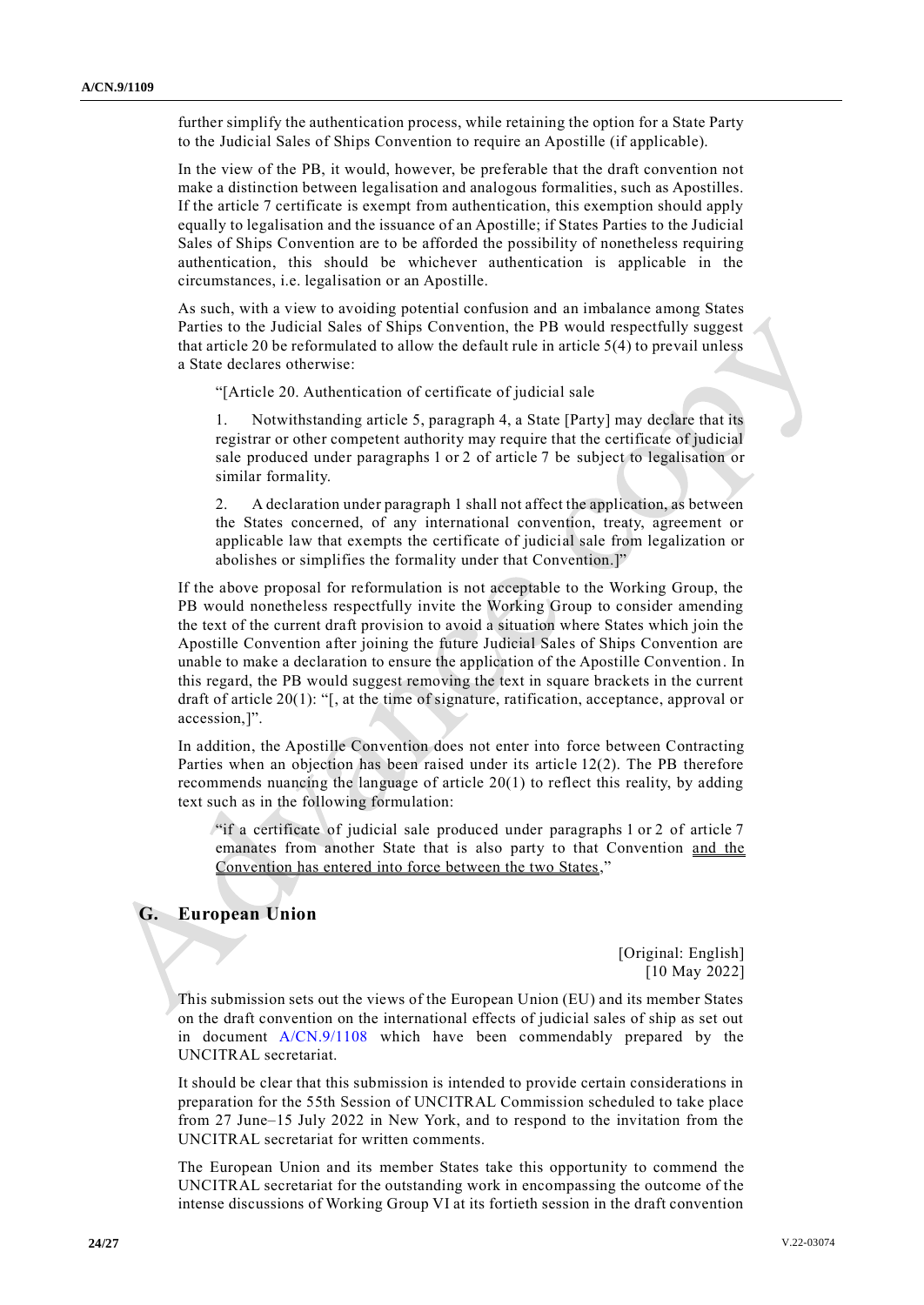further simplify the authentication process, while retaining the option for a State Party to the Judicial Sales of Ships Convention to require an Apostille (if applicable).

In the view of the PB, it would, however, be preferable that the draft convention not make a distinction between legalisation and analogous formalities, such as Apostilles. If the article 7 certificate is exempt from authentication, this exemption should apply equally to legalisation and the issuance of an Apostille; if States Parties to the Judicial Sales of Ships Convention are to be afforded the possibility of nonetheless requiring authentication, this should be whichever authentication is applicable in the circumstances, i.e. legalisation or an Apostille.

As such, with a view to avoiding potential confusion and an imbalance among States Parties to the Judicial Sales of Ships Convention, the PB would respectfully suggest that article 20 be reformulated to allow the default rule in article 5(4) to prevail unless a State declares otherwise:

> "[Article 20. Authentication of certificate of judicial sale
>
> 1. Notwithstanding article 5, paragraph 4, a State [Party] may declare that its registrar or other competent authority may require that the certificate of judicial sale produced under paragraphs 1 or 2 of article 7 be subject to legalisation or similar formality.
>
> 2. A declaration under paragraph 1 shall not affect the application, as between the States concerned, of any international convention, treaty, agreement or applicable law that exempts the certificate of judicial sale from legalization or abolishes or simplifies the formality under that Convention.]"

If the above proposal for reformulation is not acceptable to the Working Group, the PB would nonetheless respectfully invite the Working Group to consider amending the text of the current draft provision to avoid a situation where States which join the Apostille Convention after joining the future Judicial Sales of Ships Convention are unable to make a declaration to ensure the application of the Apostille Convention. In this regard, the PB would suggest removing the text in square brackets in the current draft of article 20(1): "[, at the time of signature, ratification, acceptance, approval or accession,]".

In addition, the Apostille Convention does not enter into force between Contracting Parties when an objection has been raised under its article 12(2). The PB therefore recommends nuancing the language of article 20(1) to reflect this reality, by adding text such as in the following formulation:

> "if a certificate of judicial sale produced under paragraphs 1 or 2 of article 7 emanates from another State that is also party to that Convention <u>and the Convention has entered into force between the two States</u>,"

## G. European Union

[Original: English]
[10 May 2022]

This submission sets out the views of the European Union (EU) and its member States on the draft convention on the international effects of judicial sales of ship as set out in document A/CN.9/1108 which have been commendably prepared by the UNCITRAL secretariat.

It should be clear that this submission is intended to provide certain considerations in preparation for the 55th Session of UNCITRAL Commission scheduled to take place from 27 June–15 July 2022 in New York, and to respond to the invitation from the UNCITRAL secretariat for written comments.

The European Union and its member States take this opportunity to commend the UNCITRAL secretariat for the outstanding work in encompassing the outcome of the intense discussions of Working Group VI at its fortieth session in the draft convention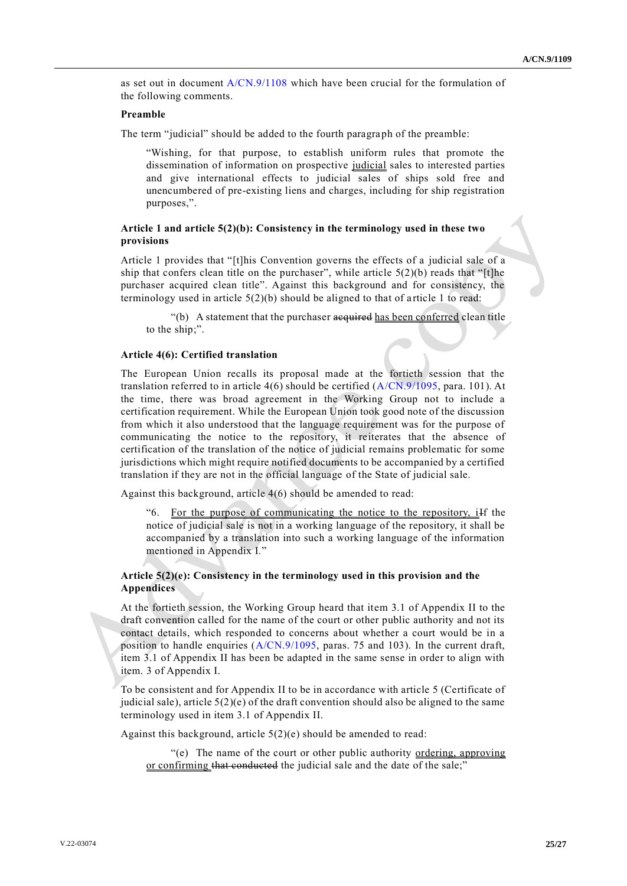as set out in document A/CN.9/1108 which have been crucial for the formulation of the following comments.

**Preamble**

The term "judicial" should be added to the fourth paragraph of the preamble:

> "Wishing, for that purpose, to establish uniform rules that promote the dissemination of information on prospective judicial sales to interested parties and give international effects to judicial sales of ships sold free and unencumbered of pre-existing liens and charges, including for ship registration purposes,".

**Article 1 and article 5(2)(b): Consistency in the terminology used in these two provisions**

Article 1 provides that "[t]his Convention governs the effects of a judicial sale of a ship that confers clean title on the purchaser", while article 5(2)(b) reads that "[t]he purchaser acquired clean title". Against this background and for consistency, the terminology used in article 5(2)(b) should be aligned to that of article 1 to read:

> "(b) A statement that the purchaser ~~acquired~~ has been conferred clean title to the ship;".

**Article 4(6): Certified translation**

The European Union recalls its proposal made at the fortieth session that the translation referred to in article 4(6) should be certified (A/CN.9/1095, para. 101). At the time, there was broad agreement in the Working Group not to include a certification requirement. While the European Union took good note of the discussion from which it also understood that the language requirement was for the purpose of communicating the notice to the repository, it reiterates that the absence of certification of the translation of the notice of judicial remains problematic for some jurisdictions which might require notified documents to be accompanied by a certified translation if they are not in the official language of the State of judicial sale.

Against this background, article 4(6) should be amended to read:

> "6. For the purpose of communicating the notice to the repository, i~~I~~f the notice of judicial sale is not in a working language of the repository, it shall be accompanied by a translation into such a working language of the information mentioned in Appendix I."

**Article 5(2)(e): Consistency in the terminology used in this provision and the Appendices**

At the fortieth session, the Working Group heard that item 3.1 of Appendix II to the draft convention called for the name of the court or other public authority and not its contact details, which responded to concerns about whether a court would be in a position to handle enquiries (A/CN.9/1095, paras. 75 and 103). In the current draft, item 3.1 of Appendix II has been be adapted in the same sense in order to align with item. 3 of Appendix I.

To be consistent and for Appendix II to be in accordance with article 5 (Certificate of judicial sale), article 5(2)(e) of the draft convention should also be aligned to the same terminology used in item 3.1 of Appendix II.

Against this background, article 5(2)(e) should be amended to read:

> "(e) The name of the court or other public authority ordering, approving or confirming ~~that conducted~~ the judicial sale and the date of the sale;"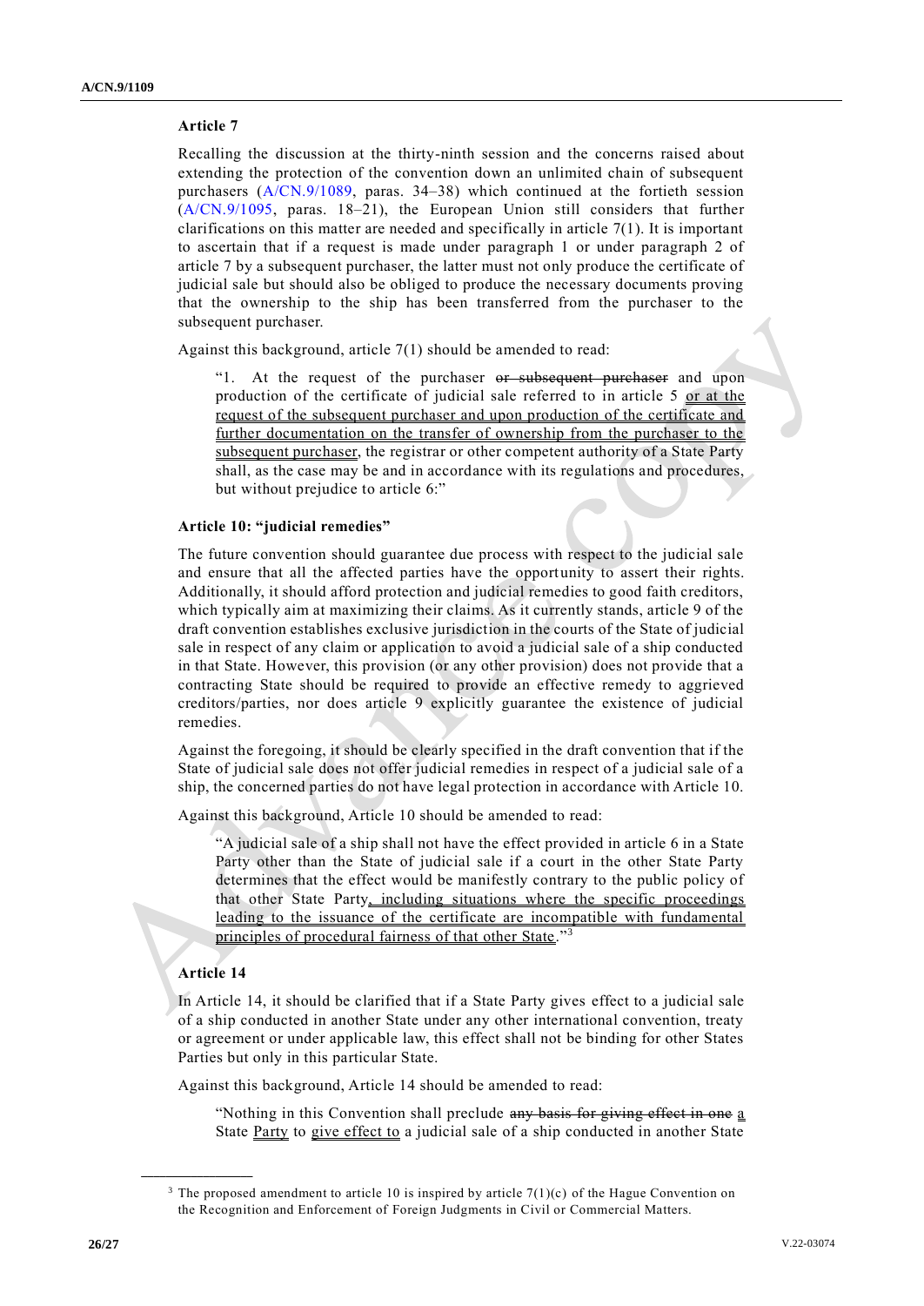### Article 7

Recalling the discussion at the thirty-ninth session and the concerns raised about extending the protection of the convention down an unlimited chain of subsequent purchasers (A/CN.9/1089, paras. 34–38) which continued at the fortieth session (A/CN.9/1095, paras. 18–21), the European Union still considers that further clarifications on this matter are needed and specifically in article 7(1). It is important to ascertain that if a request is made under paragraph 1 or under paragraph 2 of article 7 by a subsequent purchaser, the latter must not only produce the certificate of judicial sale but should also be obliged to produce the necessary documents proving that the ownership to the ship has been transferred from the purchaser to the subsequent purchaser.

Against this background, article 7(1) should be amended to read:

> "1. At the request of the purchaser ~~or subsequent purchaser~~ and upon production of the certificate of judicial sale referred to in article 5 <u>or at the request of the subsequent purchaser and upon production of the certificate and further documentation on the transfer of ownership from the purchaser to the subsequent purchaser</u>, the registrar or other competent authority of a State Party shall, as the case may be and in accordance with its regulations and procedures, but without prejudice to article 6:"

### Article 10: "judicial remedies"

The future convention should guarantee due process with respect to the judicial sale and ensure that all the affected parties have the opportunity to assert their rights. Additionally, it should afford protection and judicial remedies to good faith creditors, which typically aim at maximizing their claims. As it currently stands, article 9 of the draft convention establishes exclusive jurisdiction in the courts of the State of judicial sale in respect of any claim or application to avoid a judicial sale of a ship conducted in that State. However, this provision (or any other provision) does not provide that a contracting State should be required to provide an effective remedy to aggrieved creditors/parties, nor does article 9 explicitly guarantee the existence of judicial remedies.

Against the foregoing, it should be clearly specified in the draft convention that if the State of judicial sale does not offer judicial remedies in respect of a judicial sale of a ship, the concerned parties do not have legal protection in accordance with Article 10.

Against this background, Article 10 should be amended to read:

> "A judicial sale of a ship shall not have the effect provided in article 6 in a State Party other than the State of judicial sale if a court in the other State Party determines that the effect would be manifestly contrary to the public policy of that other State Party<u>, including situations where the specific proceedings leading to the issuance of the certificate are incompatible with fundamental principles of procedural fairness of that other State</u>."[3]

### Article 14

In Article 14, it should be clarified that if a State Party gives effect to a judicial sale of a ship conducted in another State under any other international convention, treaty or agreement or under applicable law, this effect shall not be binding for other States Parties but only in this particular State.

Against this background, Article 14 should be amended to read:

> "Nothing in this Convention shall preclude ~~any basis for giving effect in one~~ <u>a</u> State <u>Party</u> to <u>give effect to</u> a judicial sale of a ship conducted in another State

---

[3] The proposed amendment to article 10 is inspired by article 7(1)(c) of the Hague Convention on the Recognition and Enforcement of Foreign Judgments in Civil or Commercial Matters.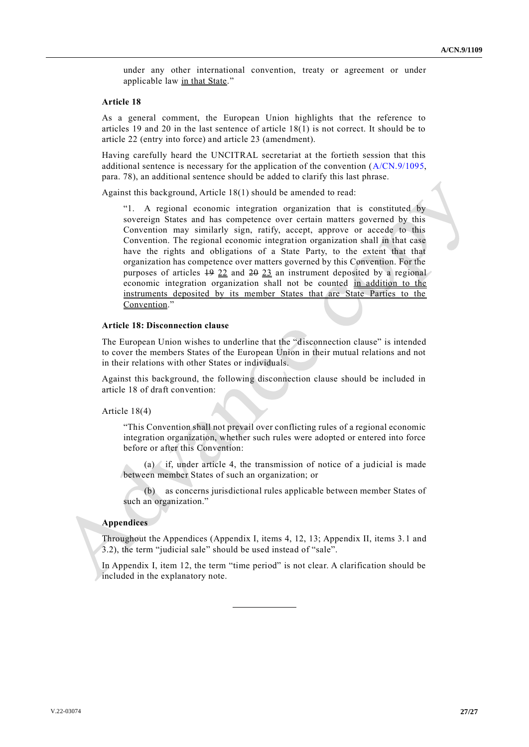under any other international convention, treaty or agreement or under applicable law <u>in that State</u>."

**Article 18**

As a general comment, the European Union highlights that the reference to articles 19 and 20 in the last sentence of article 18(1) is not correct. It should be to article 22 (entry into force) and article 23 (amendment).

Having carefully heard the UNCITRAL secretariat at the fortieth session that this additional sentence is necessary for the application of the convention (A/CN.9/1095, para. 78), an additional sentence should be added to clarify this last phrase.

Against this background, Article 18(1) should be amended to read:

> "1. A regional economic integration organization that is constituted by sovereign States and has competence over certain matters governed by this Convention may similarly sign, ratify, accept, approve or accede to this Convention. The regional economic integration organization shall in that case have the rights and obligations of a State Party, to the extent that that organization has competence over matters governed by this Convention. For the purposes of articles ~~19~~ <u>22</u> and ~~20~~ <u>23</u> an instrument deposited by a regional economic integration organization shall not be counted <u>in addition to the instruments deposited by its member States that are State Parties to the Convention</u>."

**Article 18: Disconnection clause**

The European Union wishes to underline that the "disconnection clause" is intended to cover the members States of the European Union in their mutual relations and not in their relations with other States or individuals.

Against this background, the following disconnection clause should be included in article 18 of draft convention:

Article 18(4)

> "This Convention shall not prevail over conflicting rules of a regional economic integration organization, whether such rules were adopted or entered into force before or after this Convention:
>
> (a) if, under article 4, the transmission of notice of a judicial is made between member States of such an organization; or
>
> (b) as concerns jurisdictional rules applicable between member States of such an organization."

**Appendices**

Throughout the Appendices (Appendix I, items 4, 12, 13; Appendix II, items 3.1 and 3.2), the term "judicial sale" should be used instead of "sale".

In Appendix I, item 12, the term "time period" is not clear. A clarification should be included in the explanatory note.